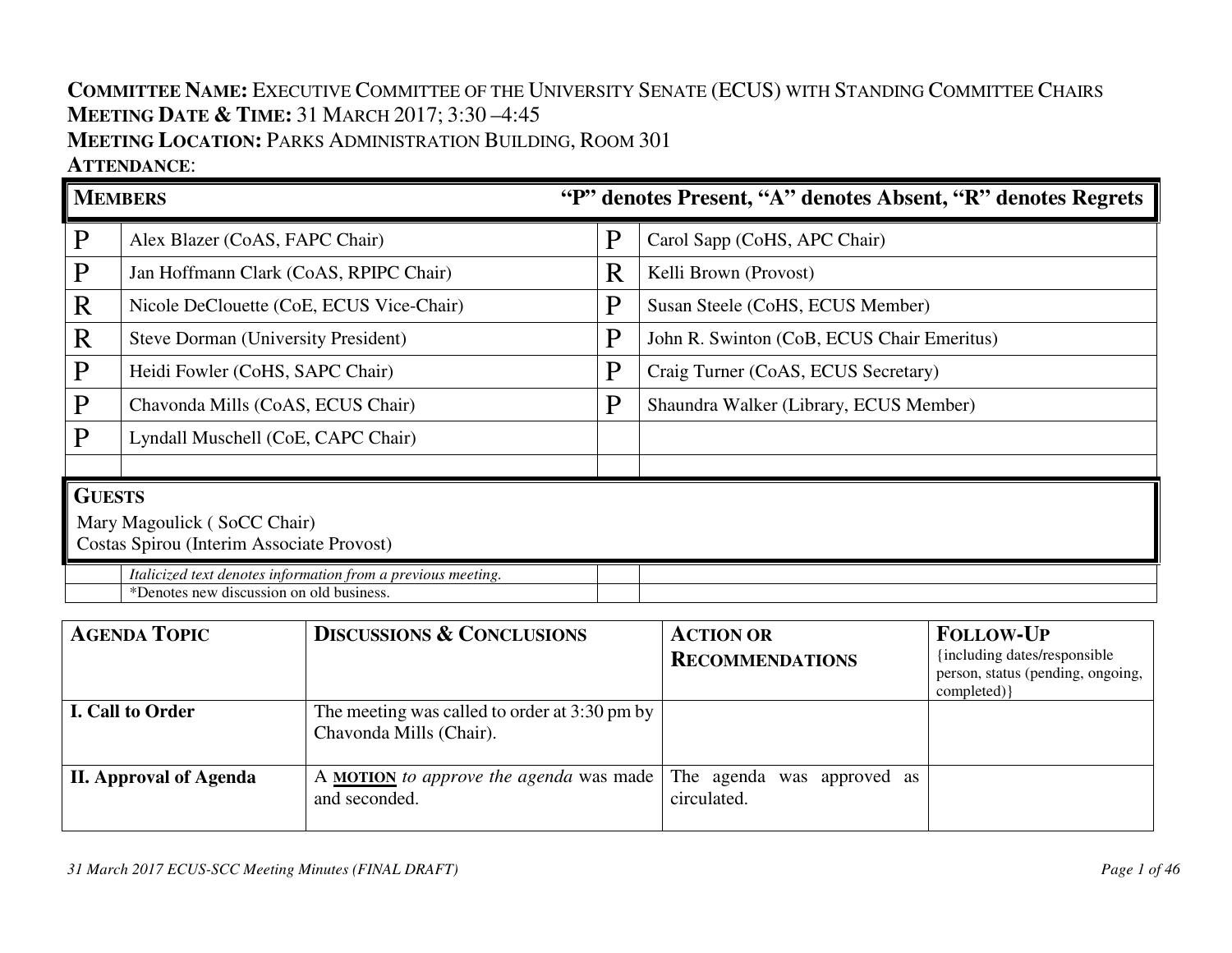**COMMITTEE NAME:** EXECUTIVE COMMITTEE OF THE UNIVERSITY SENATE (ECUS) WITH STANDING COMMITTEE CHAIRS
**MEETING DATE & TIME:** 31 MARCH 2017; 3:30 –4:45
**MEETING LOCATION:** PARKS ADMINISTRATION BUILDING, ROOM 301
**ATTENDANCE**:

| **MEMBERS** | | **"P" denotes Present, "A" denotes Absent, "R" denotes Regrets** | |
|---|---|---|---|
| P | Alex Blazer (CoAS, FAPC Chair) | P | Carol Sapp (CoHS, APC Chair) |
| P | Jan Hoffmann Clark (CoAS, RPIPC Chair) | R | Kelli Brown (Provost) |
| R | Nicole DeClouette (CoE, ECUS Vice-Chair) | P | Susan Steele (CoHS, ECUS Member) |
| R | Steve Dorman (University President) | P | John R. Swinton (CoB, ECUS Chair Emeritus) |
| P | Heidi Fowler (CoHS, SAPC Chair) | P | Craig Turner (CoAS, ECUS Secretary) |
| P | Chavonda Mills (CoAS, ECUS Chair) | P | Shaundra Walker (Library, ECUS Member) |
| P | Lyndall Muschell (CoE, CAPC Chair) | | |
| | | | |

**GUESTS**

Mary Magoulick ( SoCC Chair)
Costas Spirou (Interim Associate Provost)

| | | | |
|---|---|---|---|
| | *Italicized text denotes information from a previous meeting.* | | |
| | *Denotes new discussion on old business. | | |

| **AGENDA TOPIC** | **DISCUSSIONS & CONCLUSIONS** | **ACTION OR RECOMMENDATIONS** | **FOLLOW-UP** {including dates/responsible person, status (pending, ongoing, completed)} |
|---|---|---|---|
| **I. Call to Order** | The meeting was called to order at 3:30 pm by Chavonda Mills (Chair). | | |
| **II. Approval of Agenda** | A **MOTION** *to approve the agenda* was made and seconded. | The agenda was approved as circulated. | |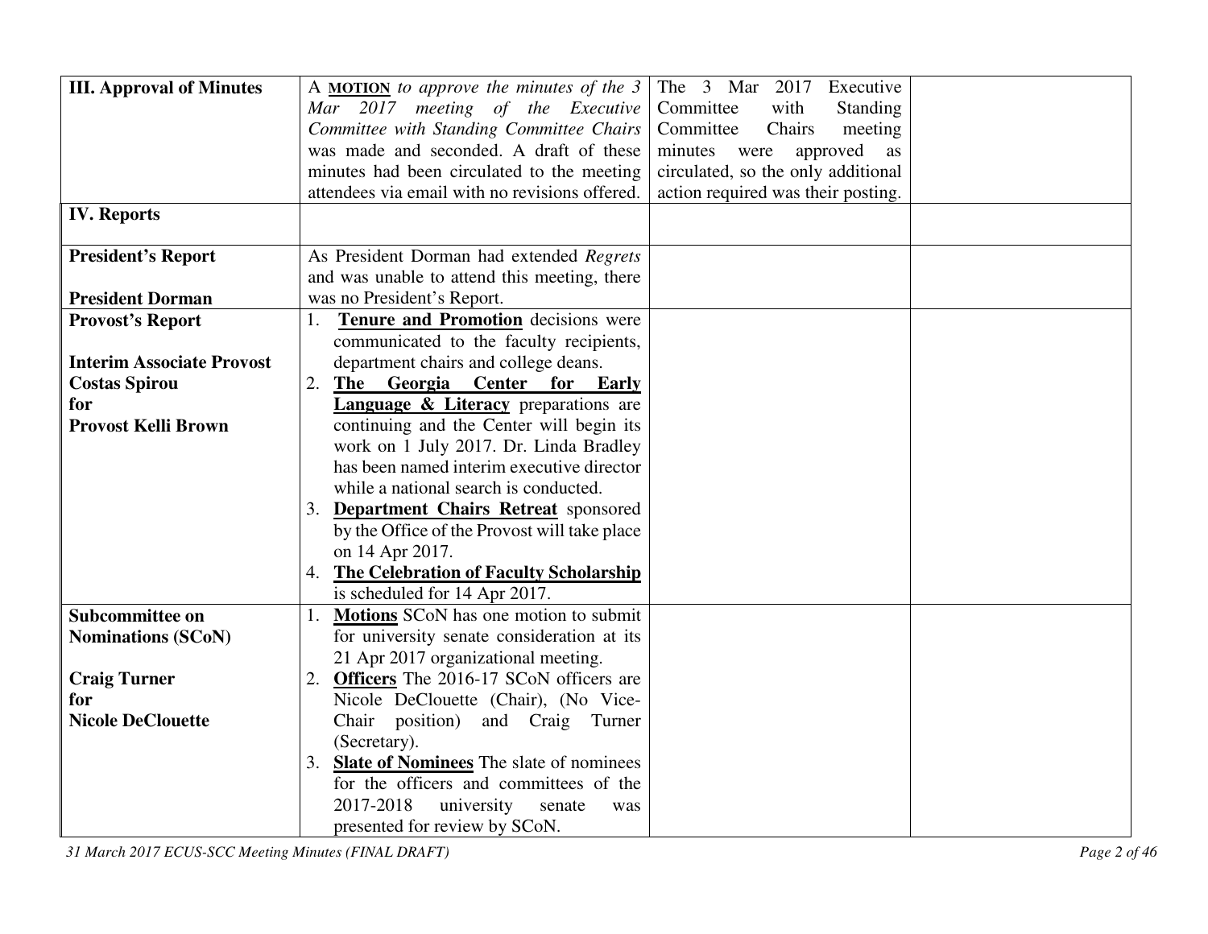| | | | |
|---|---|---|---|
| **III. Approval of Minutes** | A **MOTION** *to approve the minutes of the 3 Mar 2017 meeting of the Executive Committee with Standing Committee Chairs* was made and seconded. A draft of these minutes had been circulated to the meeting attendees via email with no revisions offered. | The 3 Mar 2017 Executive Committee with Standing Committee Chairs meeting minutes were approved as circulated, so the only additional action required was their posting. | |
| **IV. Reports** | | | |
| **President's Report**<br><br>**President Dorman** | As President Dorman had extended *Regrets* and was unable to attend this meeting, there was no President's Report. | | |
| **Provost's Report**<br><br>**Interim Associate Provost Costas Spirou for Provost Kelli Brown** | 1. **Tenure and Promotion** decisions were communicated to the faculty recipients, department chairs and college deans.<br>2. **The Georgia Center for Early Language & Literacy** preparations are continuing and the Center will begin its work on 1 July 2017. Dr. Linda Bradley has been named interim executive director while a national search is conducted.<br>3. **Department Chairs Retreat** sponsored by the Office of the Provost will take place on 14 Apr 2017.<br>4. **The Celebration of Faculty Scholarship** is scheduled for 14 Apr 2017. | | |
| **Subcommittee on Nominations (SCoN)**<br><br>**Craig Turner for Nicole DeClouette** | 1. **Motions** SCoN has one motion to submit for university senate consideration at its 21 Apr 2017 organizational meeting.<br>2. **Officers** The 2016-17 SCoN officers are Nicole DeClouette (Chair), (No Vice-Chair position) and Craig Turner (Secretary).<br>3. **Slate of Nominees** The slate of nominees for the officers and committees of the 2017-2018 university senate was presented for review by SCoN. | | |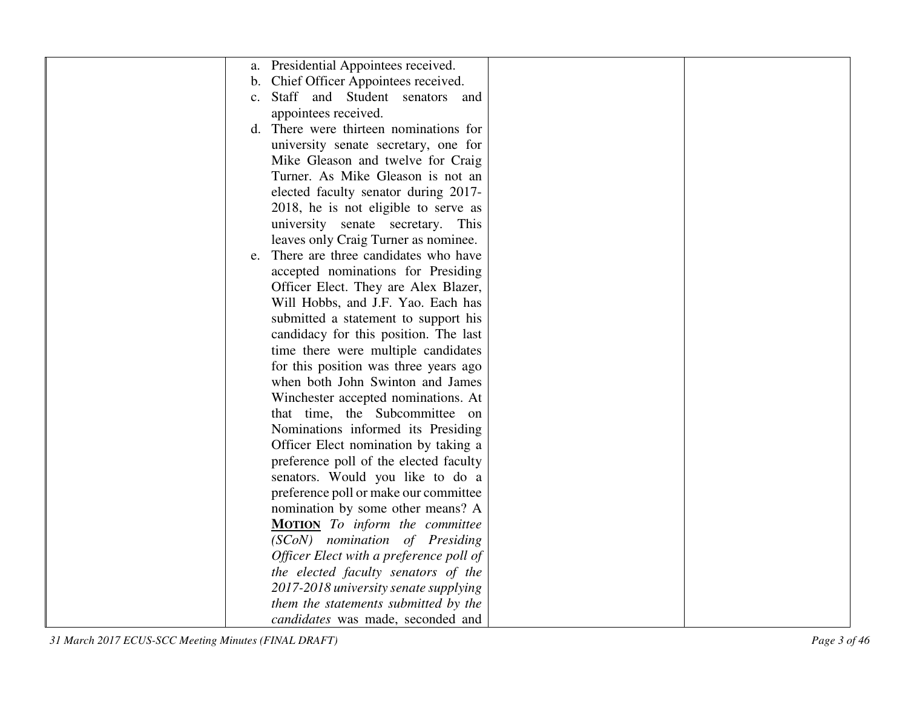| | | | |
|---|---|---|---|
| | a. Presidential Appointees received.<br>b. Chief Officer Appointees received.<br>c. Staff and Student senators and appointees received.<br>d. There were thirteen nominations for university senate secretary, one for Mike Gleason and twelve for Craig Turner. As Mike Gleason is not an elected faculty senator during 2017-2018, he is not eligible to serve as university senate secretary. This leaves only Craig Turner as nominee.<br>e. There are three candidates who have accepted nominations for Presiding Officer Elect. They are Alex Blazer, Will Hobbs, and J.F. Yao. Each has submitted a statement to support his candidacy for this position. The last time there were multiple candidates for this position was three years ago when both John Swinton and James Winchester accepted nominations. At that time, the Subcommittee on Nominations informed its Presiding Officer Elect nomination by taking a preference poll of the elected faculty senators. Would you like to do a preference poll or make our committee nomination by some other means? A **MOTION** *To inform the committee (SCoN) nomination of Presiding Officer Elect with a preference poll of the elected faculty senators of the 2017-2018 university senate supplying them the statements submitted by the candidates* was made, seconded and | | |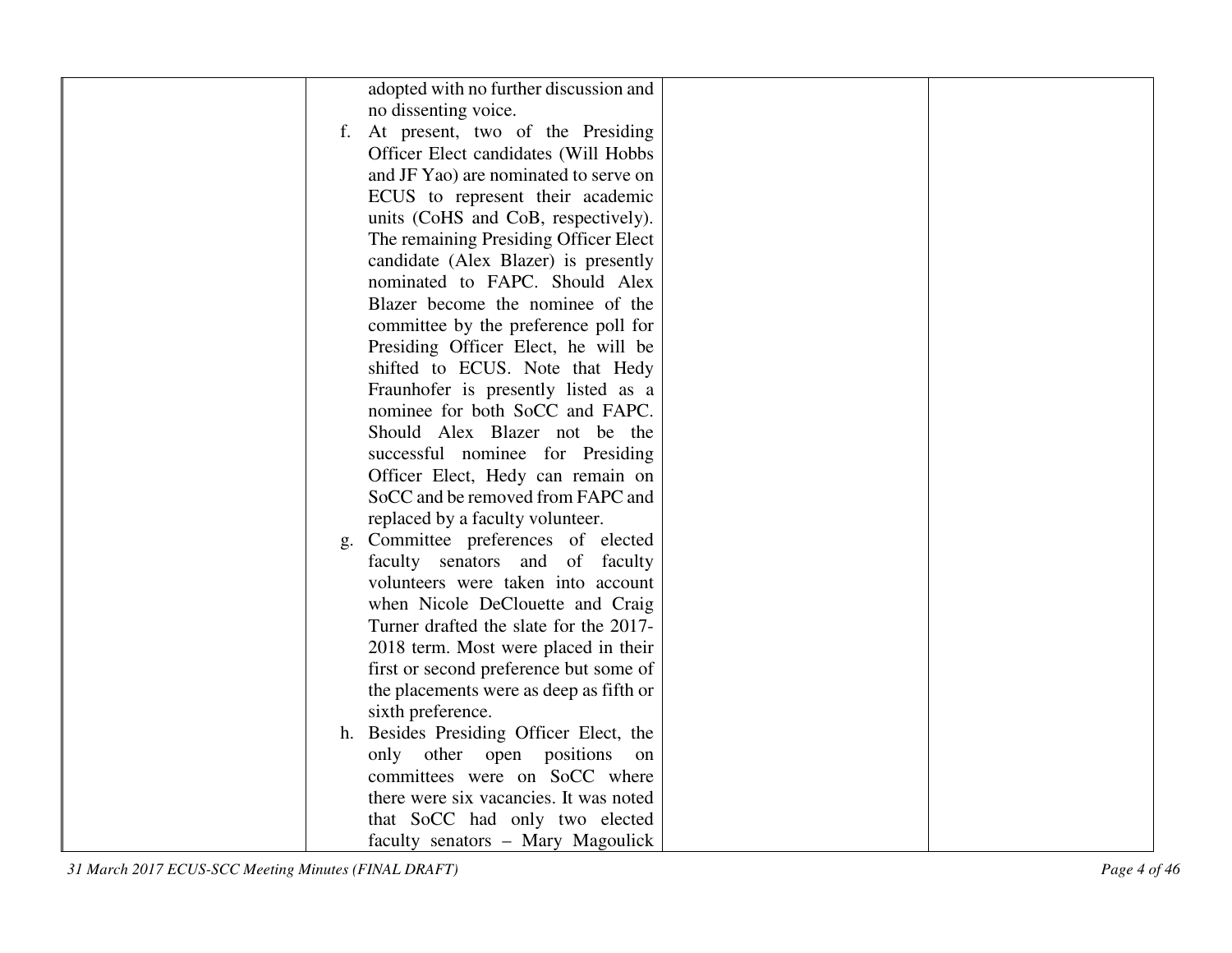| | | | |
|---|---|---|---|
| | adopted with no further discussion and no dissenting voice.<br>f. At present, two of the Presiding Officer Elect candidates (Will Hobbs and JF Yao) are nominated to serve on ECUS to represent their academic units (CoHS and CoB, respectively). The remaining Presiding Officer Elect candidate (Alex Blazer) is presently nominated to FAPC. Should Alex Blazer become the nominee of the committee by the preference poll for Presiding Officer Elect, he will be shifted to ECUS. Note that Hedy Fraunhofer is presently listed as a nominee for both SoCC and FAPC. Should Alex Blazer not be the successful nominee for Presiding Officer Elect, Hedy can remain on SoCC and be removed from FAPC and replaced by a faculty volunteer.<br>g. Committee preferences of elected faculty senators and of faculty volunteers were taken into account when Nicole DeClouette and Craig Turner drafted the slate for the 2017-2018 term. Most were placed in their first or second preference but some of the placements were as deep as fifth or sixth preference.<br>h. Besides Presiding Officer Elect, the only other open positions on committees were on SoCC where there were six vacancies. It was noted that SoCC had only two elected faculty senators – Mary Magoulick | | |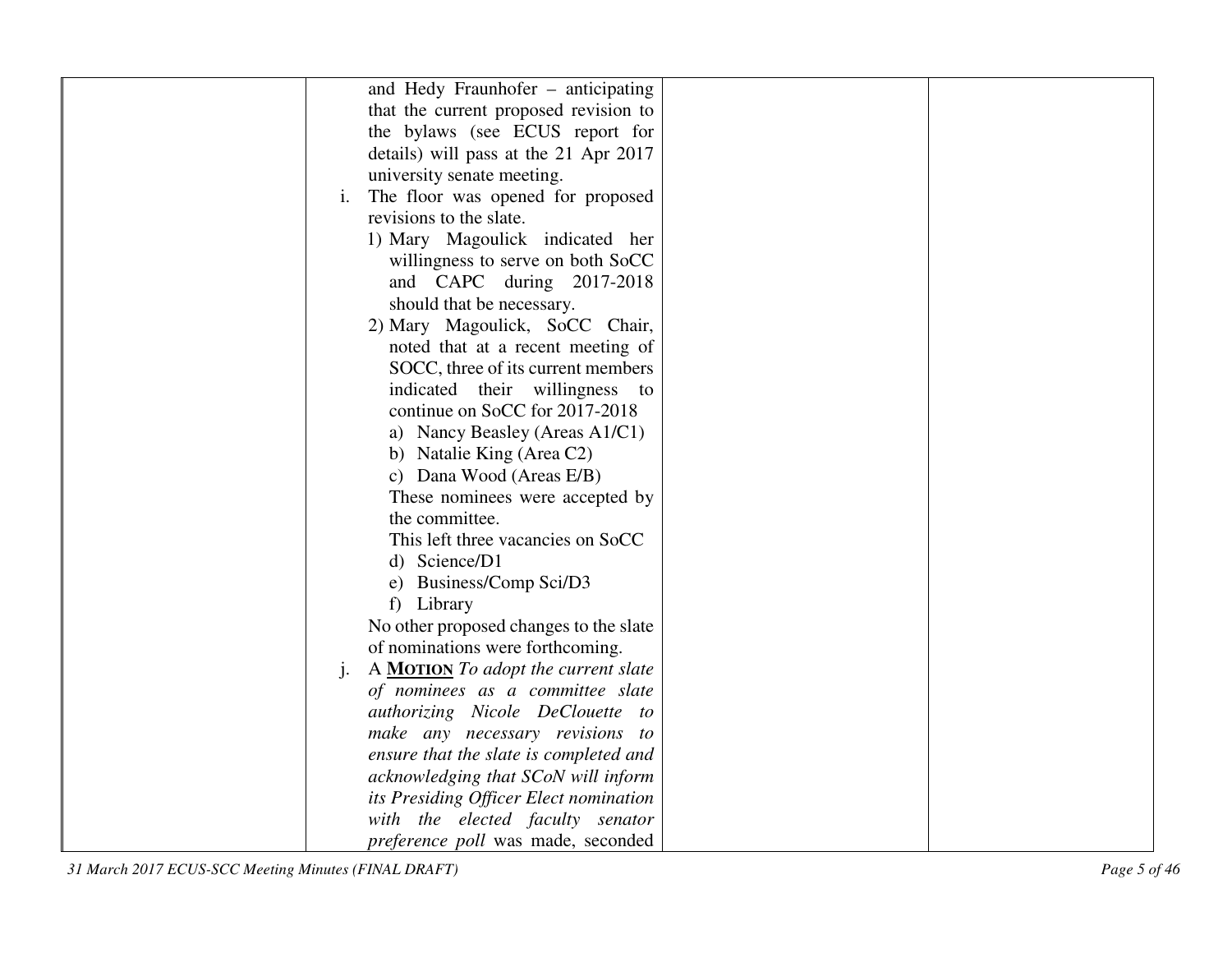| | | | |
|---|---|---|---|
| | and Hedy Fraunhofer – anticipating that the current proposed revision to the bylaws (see ECUS report for details) will pass at the 21 Apr 2017 university senate meeting.<br>i. The floor was opened for proposed revisions to the slate.<br>1) Mary Magoulick indicated her willingness to serve on both SoCC and CAPC during 2017-2018 should that be necessary.<br>2) Mary Magoulick, SoCC Chair, noted that at a recent meeting of SOCC, three of its current members indicated their willingness to continue on SoCC for 2017-2018<br>a) Nancy Beasley (Areas A1/C1)<br>b) Natalie King (Area C2)<br>c) Dana Wood (Areas E/B)<br>These nominees were accepted by the committee.<br>This left three vacancies on SoCC<br>d) Science/D1<br>e) Business/Comp Sci/D3<br>f) Library<br>No other proposed changes to the slate of nominations were forthcoming.<br>j. A **MOTION** *To adopt the current slate of nominees as a committee slate authorizing Nicole DeClouette to make any necessary revisions to ensure that the slate is completed and acknowledging that SCoN will inform its Presiding Officer Elect nomination with the elected faculty senator preference poll* was made, seconded | | |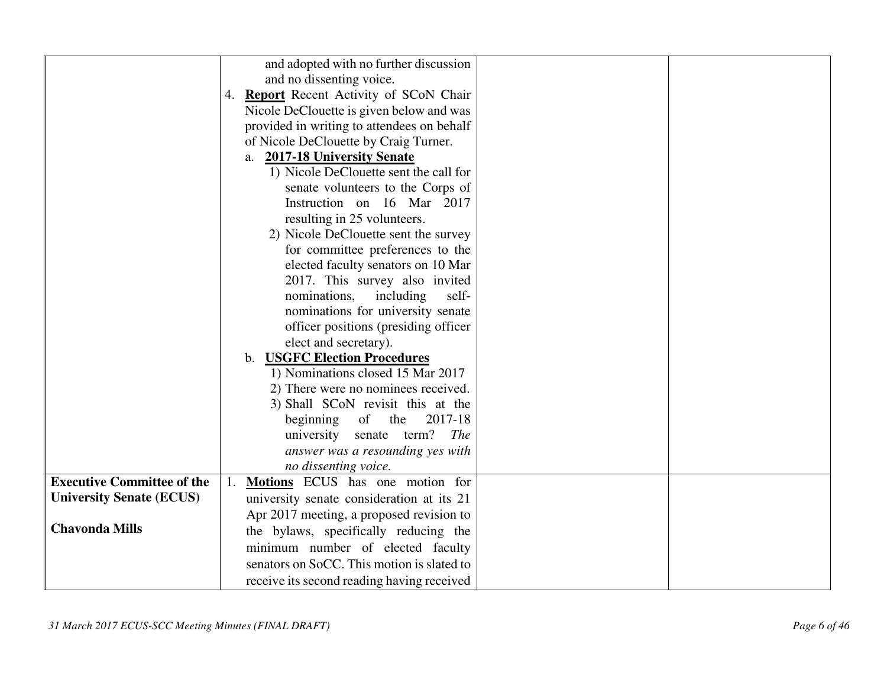| | | | |
|---|---|---|---|
| | and adopted with no further discussion and no dissenting voice.<br>4. **Report** Recent Activity of SCoN Chair Nicole DeClouette is given below and was provided in writing to attendees on behalf of Nicole DeClouette by Craig Turner.<br>a. **2017-18 University Senate**<br>1) Nicole DeClouette sent the call for senate volunteers to the Corps of Instruction on 16 Mar 2017 resulting in 25 volunteers.<br>2) Nicole DeClouette sent the survey for committee preferences to the elected faculty senators on 10 Mar 2017. This survey also invited nominations, including self-nominations for university senate officer positions (presiding officer elect and secretary).<br>b. **USGFC Election Procedures**<br>1) Nominations closed 15 Mar 2017<br>2) There were no nominees received.<br>3) Shall SCoN revisit this at the beginning of the 2017-18 university senate term? *The answer was a resounding yes with no dissenting voice.* | | |
| **Executive Committee of the University Senate (ECUS)**<br><br>**Chavonda Mills** | 1. **Motions** ECUS has one motion for university senate consideration at its 21 Apr 2017 meeting, a proposed revision to the bylaws, specifically reducing the minimum number of elected faculty senators on SoCC. This motion is slated to receive its second reading having received | | |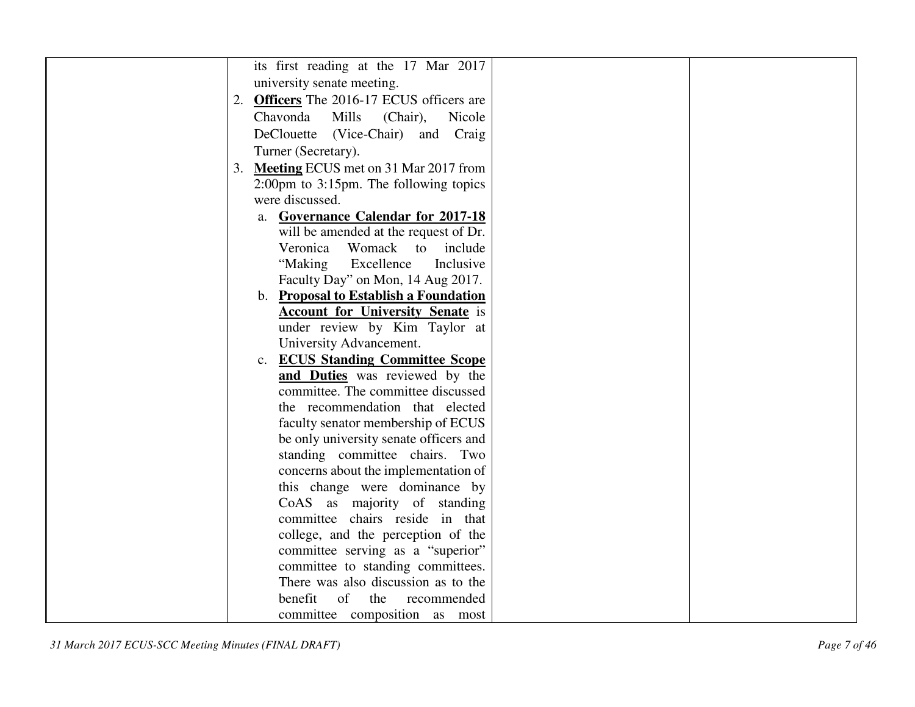| | | | |
|---|---|---|---|
| | its first reading at the 17 Mar 2017 university senate meeting.<br>2. **<u>Officers</u>** The 2016-17 ECUS officers are Chavonda Mills (Chair), Nicole DeClouette (Vice-Chair) and Craig Turner (Secretary).<br>3. **<u>Meeting</u>** ECUS met on 31 Mar 2017 from 2:00pm to 3:15pm. The following topics were discussed.<br>a. **<u>Governance Calendar for 2017-18</u>** will be amended at the request of Dr. Veronica Womack to include "Making Excellence Inclusive Faculty Day" on Mon, 14 Aug 2017.<br>b. **<u>Proposal to Establish a Foundation Account for University Senate</u>** is under review by Kim Taylor at University Advancement.<br>c. **<u>ECUS Standing Committee Scope and Duties</u>** was reviewed by the committee. The committee discussed the recommendation that elected faculty senator membership of ECUS be only university senate officers and standing committee chairs. Two concerns about the implementation of this change were dominance by CoAS as majority of standing committee chairs reside in that college, and the perception of the committee serving as a "superior" committee to standing committees. There was also discussion as to the benefit of the recommended committee composition as most | | |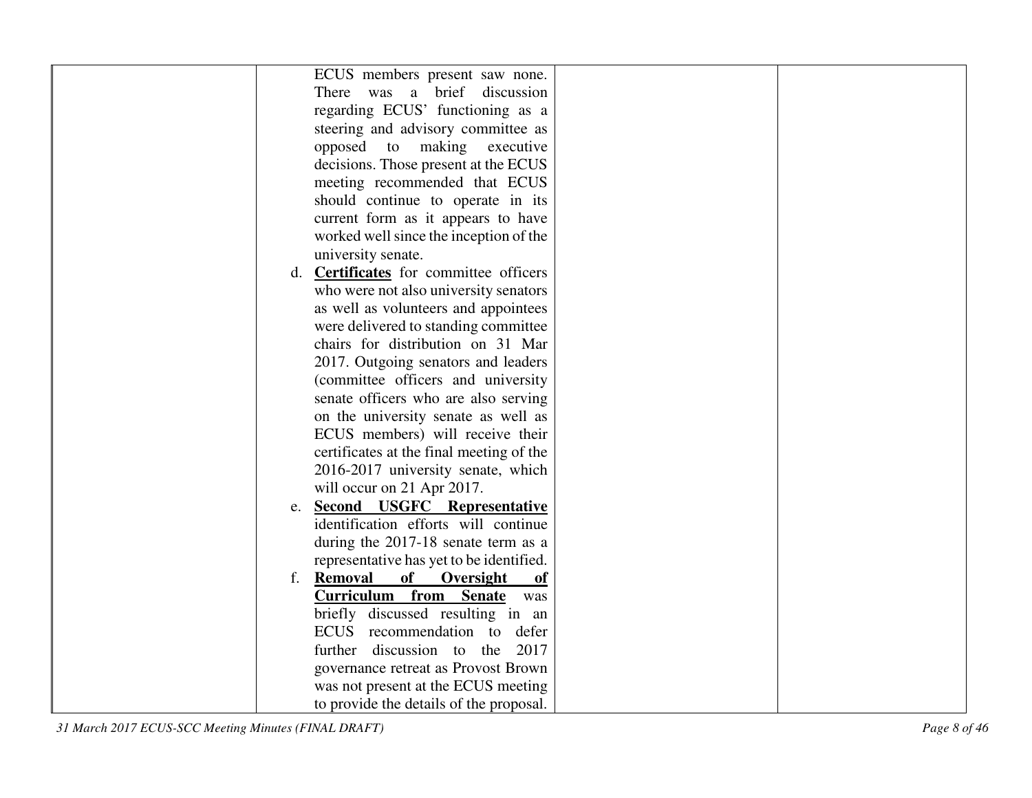| | | | |
|---|---|---|---|
| | ECUS members present saw none. There was a brief discussion regarding ECUS' functioning as a steering and advisory committee as opposed to making executive decisions. Those present at the ECUS meeting recommended that ECUS should continue to operate in its current form as it appears to have worked well since the inception of the university senate.<br>d. **<u>Certificates</u>** for committee officers who were not also university senators as well as volunteers and appointees were delivered to standing committee chairs for distribution on 31 Mar 2017. Outgoing senators and leaders (committee officers and university senate officers who are also serving on the university senate as well as ECUS members) will receive their certificates at the final meeting of the 2016-2017 university senate, which will occur on 21 Apr 2017.<br>e. **<u>Second USGFC Representative</u>** identification efforts will continue during the 2017-18 senate term as a representative has yet to be identified.<br>f. **<u>Removal of Oversight of Curriculum from Senate</u>** was briefly discussed resulting in an ECUS recommendation to defer further discussion to the 2017 governance retreat as Provost Brown was not present at the ECUS meeting to provide the details of the proposal. | | |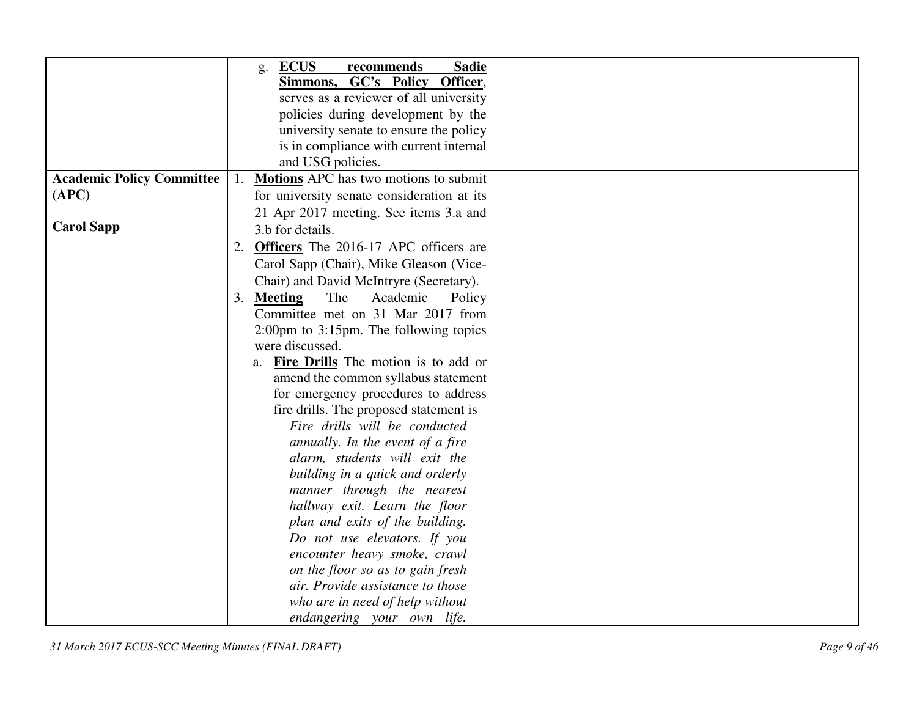| | | | |
|---|---|---|---|
| | g. **ECUS recommends Sadie Simmons, GC's Policy Officer**, serves as a reviewer of all university policies during development by the university senate to ensure the policy is in compliance with current internal and USG policies. | | |
| **Academic Policy Committee (APC)**<br><br>**Carol Sapp** | 1. **Motions** APC has two motions to submit for university senate consideration at its 21 Apr 2017 meeting. See items 3.a and 3.b for details.<br>2. **Officers** The 2016-17 APC officers are Carol Sapp (Chair), Mike Gleason (Vice-Chair) and David McIntryre (Secretary).<br>3. **Meeting** The Academic Policy Committee met on 31 Mar 2017 from 2:00pm to 3:15pm. The following topics were discussed.<br>a. **Fire Drills** The motion is to add or amend the common syllabus statement for emergency procedures to address fire drills. The proposed statement is<br>*Fire drills will be conducted annually. In the event of a fire alarm, students will exit the building in a quick and orderly manner through the nearest hallway exit. Learn the floor plan and exits of the building. Do not use elevators. If you encounter heavy smoke, crawl on the floor so as to gain fresh air. Provide assistance to those who are in need of help without endangering your own life.* | | |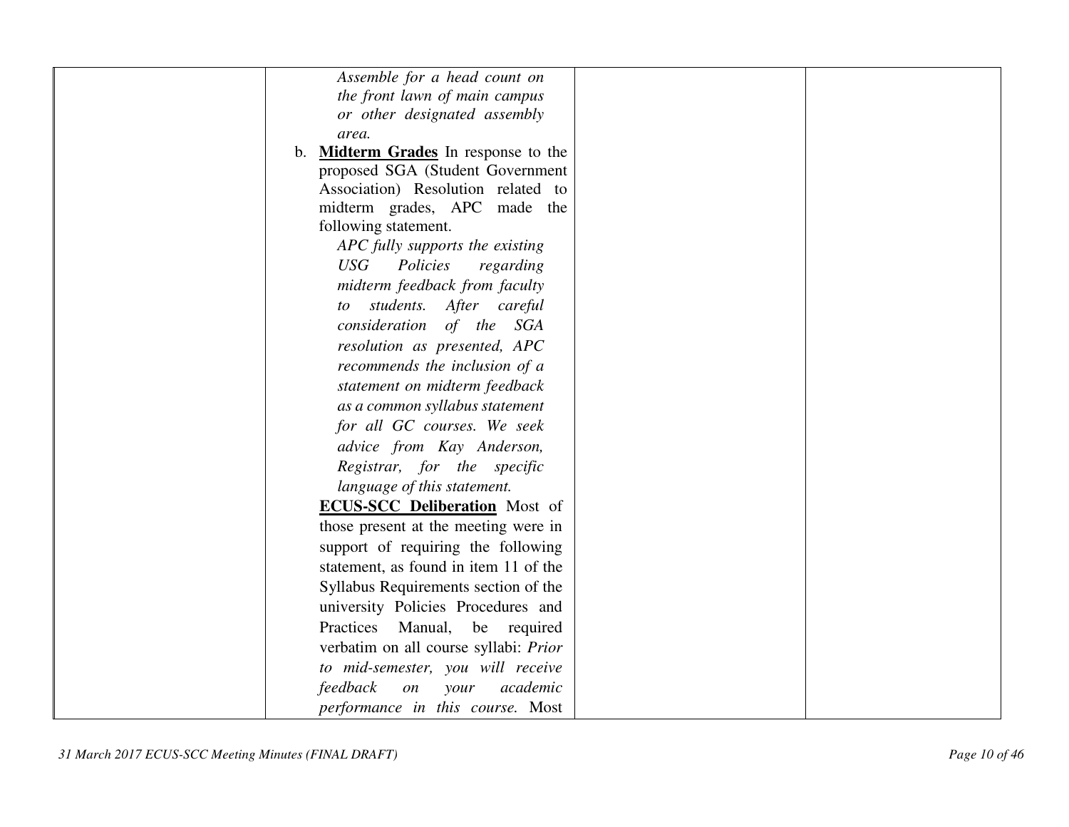| | *Assemble for a head count on the front lawn of main campus or other designated assembly area.*<br><br>b. **Midterm Grades** In response to the proposed SGA (Student Government Association) Resolution related to midterm grades, APC made the following statement.<br><br>*APC fully supports the existing USG Policies regarding midterm feedback from faculty to students. After careful consideration of the SGA resolution as presented, APC recommends the inclusion of a statement on midterm feedback as a common syllabus statement for all GC courses. We seek advice from Kay Anderson, Registrar, for the specific language of this statement.*<br><br>**ECUS-SCC Deliberation** Most of those present at the meeting were in support of requiring the following statement, as found in item 11 of the Syllabus Requirements section of the university Policies Procedures and Practices Manual, be required verbatim on all course syllabi: *Prior to mid-semester, you will receive feedback on your academic performance in this course.* Most | | |
|---|---|---|---|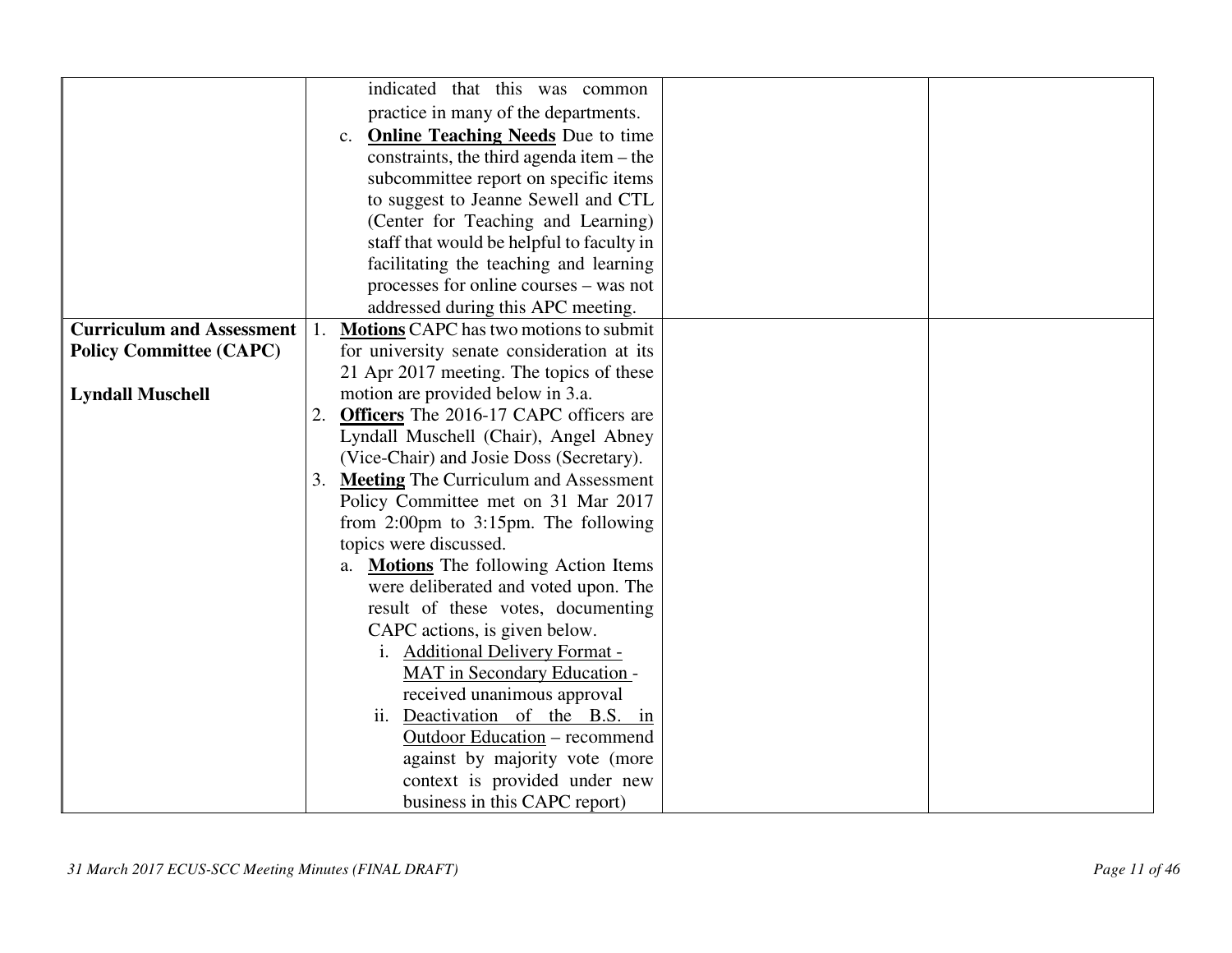| | | | |
|---|---|---|---|
| | indicated that this was common practice in many of the departments.<br>c. **<u>Online Teaching Needs</u>** Due to time constraints, the third agenda item – the subcommittee report on specific items to suggest to Jeanne Sewell and CTL (Center for Teaching and Learning) staff that would be helpful to faculty in facilitating the teaching and learning processes for online courses – was not addressed during this APC meeting. | | |
| **Curriculum and Assessment Policy Committee (CAPC)**<br><br>**Lyndall Muschell** | 1. **<u>Motions</u>** CAPC has two motions to submit for university senate consideration at its 21 Apr 2017 meeting. The topics of these motion are provided below in 3.a.<br>2. **<u>Officers</u>** The 2016-17 CAPC officers are Lyndall Muschell (Chair), Angel Abney (Vice-Chair) and Josie Doss (Secretary).<br>3. **<u>Meeting</u>** The Curriculum and Assessment Policy Committee met on 31 Mar 2017 from 2:00pm to 3:15pm. The following topics were discussed.<br>a. **<u>Motions</u>** The following Action Items were deliberated and voted upon. The result of these votes, documenting CAPC actions, is given below.<br>i. <u>Additional Delivery Format - MAT in Secondary Education</u> - received unanimous approval<br>ii. <u>Deactivation of the B.S. in Outdoor Education</u> – recommend against by majority vote (more context is provided under new business in this CAPC report) | | |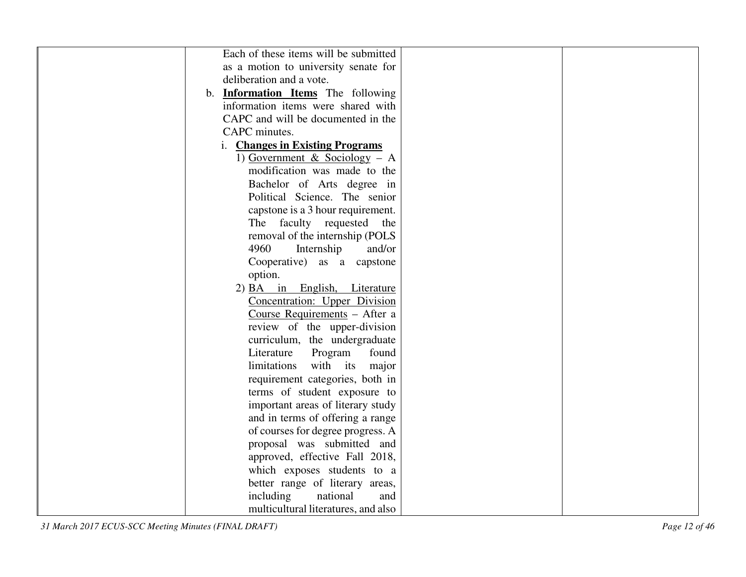| | | | |
|---|---|---|---|
| | Each of these items will be submitted as a motion to university senate for deliberation and a vote.<br>b. **Information Items** The following information items were shared with CAPC and will be documented in the CAPC minutes.<br>i. **Changes in Existing Programs**<br>1) Government & Sociology – A modification was made to the Bachelor of Arts degree in Political Science. The senior capstone is a 3 hour requirement. The faculty requested the removal of the internship (POLS 4960 Internship and/or Cooperative) as a capstone option.<br>2) BA in English, Literature Concentration: Upper Division Course Requirements – After a review of the upper-division curriculum, the undergraduate Literature Program found limitations with its major requirement categories, both in terms of student exposure to important areas of literary study and in terms of offering a range of courses for degree progress. A proposal was submitted and approved, effective Fall 2018, which exposes students to a better range of literary areas, including national and multicultural literatures, and also | | |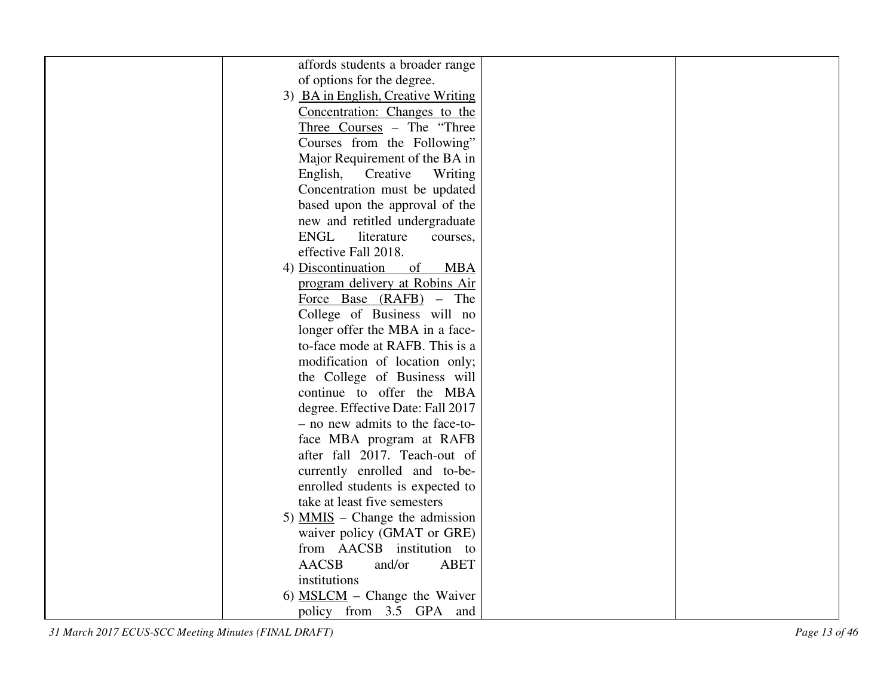|  |  |  |  |
|---|---|---|---|
|  | affords students a broader range of options for the degree.<br>3) BA in English, Creative Writing Concentration: Changes to the Three Courses – The "Three Courses from the Following" Major Requirement of the BA in English, Creative Writing Concentration must be updated based upon the approval of the new and retitled undergraduate ENGL literature courses, effective Fall 2018.<br>4) Discontinuation of MBA program delivery at Robins Air Force Base (RAFB) – The College of Business will no longer offer the MBA in a face-to-face mode at RAFB. This is a modification of location only; the College of Business will continue to offer the MBA degree. Effective Date: Fall 2017 – no new admits to the face-to-face MBA program at RAFB after fall 2017. Teach-out of currently enrolled and to-be-enrolled students is expected to take at least five semesters<br>5) MMIS – Change the admission waiver policy (GMAT or GRE) from AACSB institution to AACSB and/or ABET institutions<br>6) MSLCM – Change the Waiver policy from 3.5 GPA and |  |  |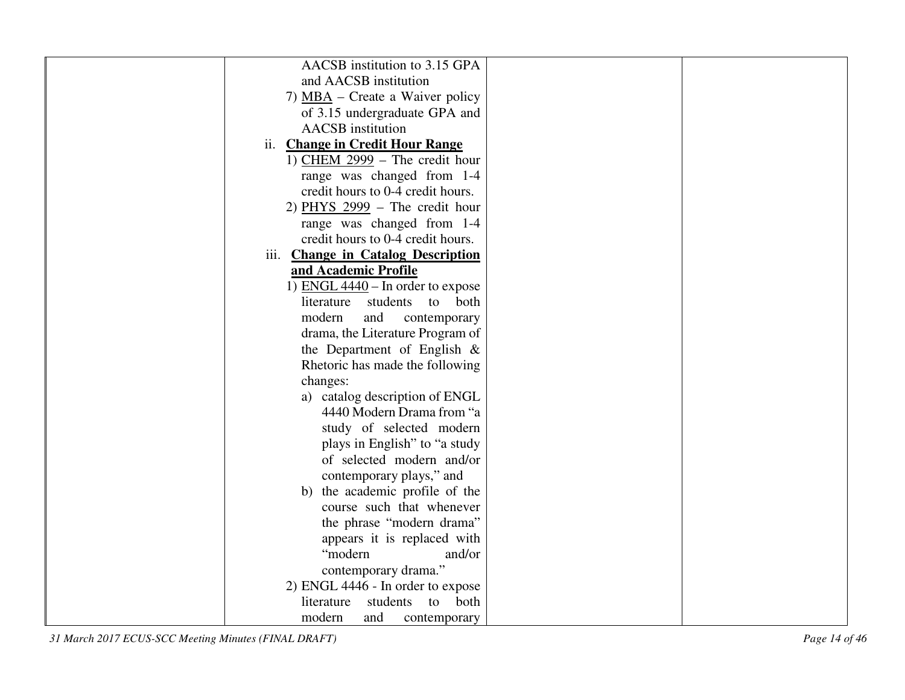| | | | |
|---|---|---|---|
| | AACSB institution to 3.15 GPA and AACSB institution<br>7) MBA – Create a Waiver policy of 3.15 undergraduate GPA and AACSB institution<br>ii. **Change in Credit Hour Range**<br>1) CHEM 2999 – The credit hour range was changed from 1-4 credit hours to 0-4 credit hours.<br>2) PHYS 2999 – The credit hour range was changed from 1-4 credit hours to 0-4 credit hours.<br>iii. **Change in Catalog Description and Academic Profile**<br>1) ENGL 4440 – In order to expose literature students to both modern and contemporary drama, the Literature Program of the Department of English & Rhetoric has made the following changes:<br>a) catalog description of ENGL 4440 Modern Drama from "a study of selected modern plays in English" to "a study of selected modern and/or contemporary plays," and<br>b) the academic profile of the course such that whenever the phrase "modern drama" appears it is replaced with "modern and/or contemporary drama."<br>2) ENGL 4446 - In order to expose literature students to both modern and contemporary | | |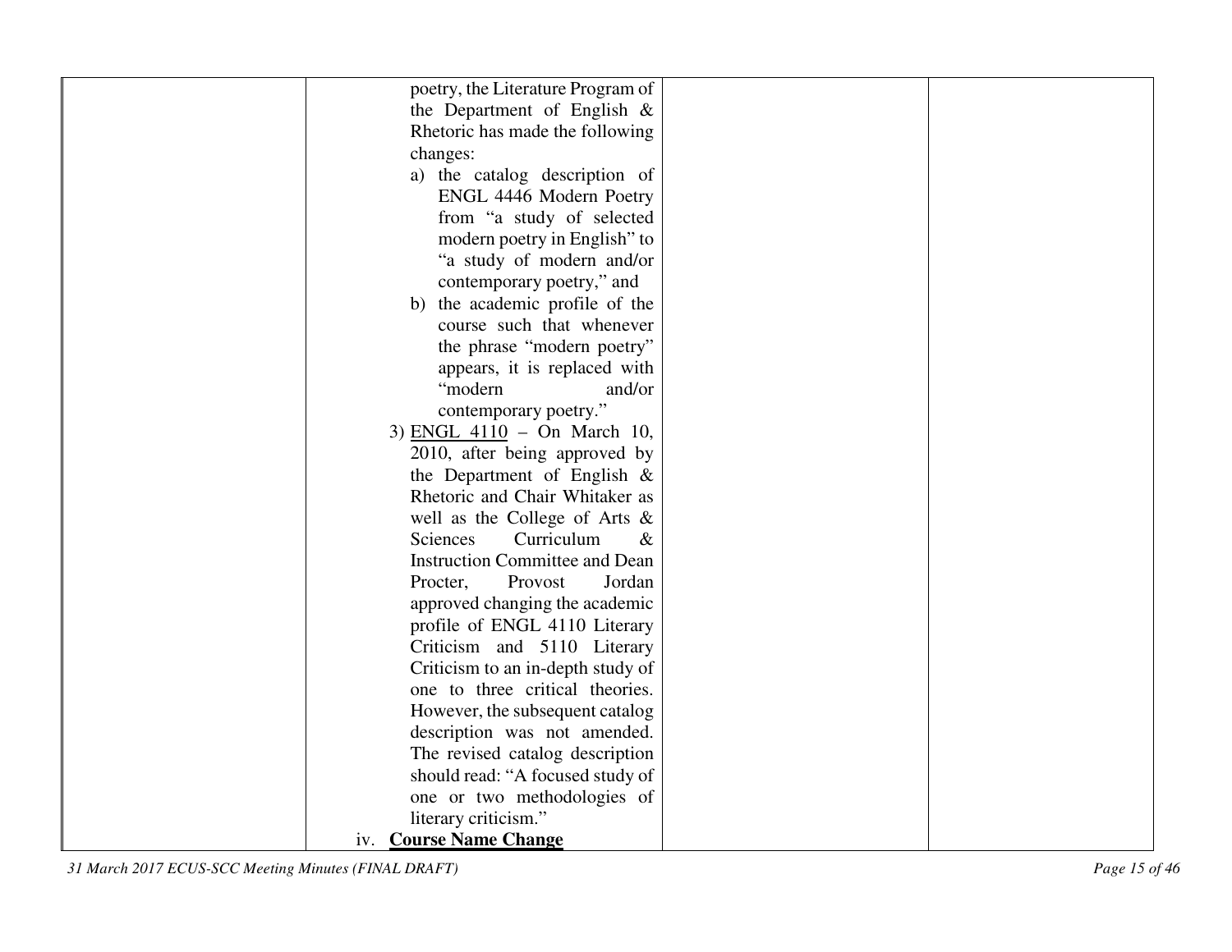| | | | |
|---|---|---|---|
| | poetry, the Literature Program of the Department of English & Rhetoric has made the following changes:<br>a) the catalog description of ENGL 4446 Modern Poetry from "a study of selected modern poetry in English" to "a study of modern and/or contemporary poetry," and<br>b) the academic profile of the course such that whenever the phrase "modern poetry" appears, it is replaced with "modern and/or contemporary poetry."<br>3) <u>ENGL 4110</u> – On March 10, 2010, after being approved by the Department of English & Rhetoric and Chair Whitaker as well as the College of Arts & Sciences Curriculum & Instruction Committee and Dean Procter, Provost Jordan approved changing the academic profile of ENGL 4110 Literary Criticism and 5110 Literary Criticism to an in-depth study of one to three critical theories. However, the subsequent catalog description was not amended. The revised catalog description should read: "A focused study of one or two methodologies of literary criticism."<br>iv. **<u>Course Name Change</u>** | | |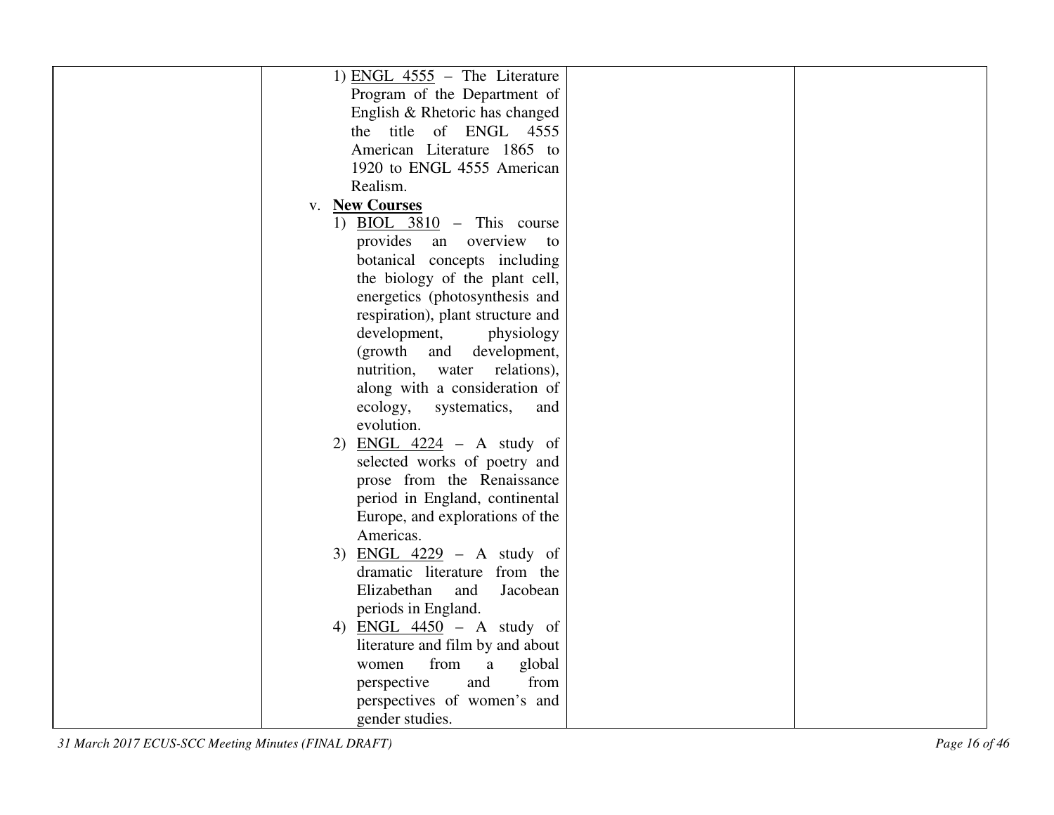| | | | |
|---|---|---|---|
| | 1) ENGL 4555 – The Literature Program of the Department of English & Rhetoric has changed the title of ENGL 4555 American Literature 1865 to 1920 to ENGL 4555 American Realism.<br>v. **New Courses**<br>1) BIOL 3810 – This course provides an overview to botanical concepts including the biology of the plant cell, energetics (photosynthesis and respiration), plant structure and development, physiology (growth and development, nutrition, water relations), along with a consideration of ecology, systematics, and evolution.<br>2) ENGL 4224 – A study of selected works of poetry and prose from the Renaissance period in England, continental Europe, and explorations of the Americas.<br>3) ENGL 4229 – A study of dramatic literature from the Elizabethan and Jacobean periods in England.<br>4) ENGL 4450 – A study of literature and film by and about women from a global perspective and from perspectives of women's and gender studies. | | |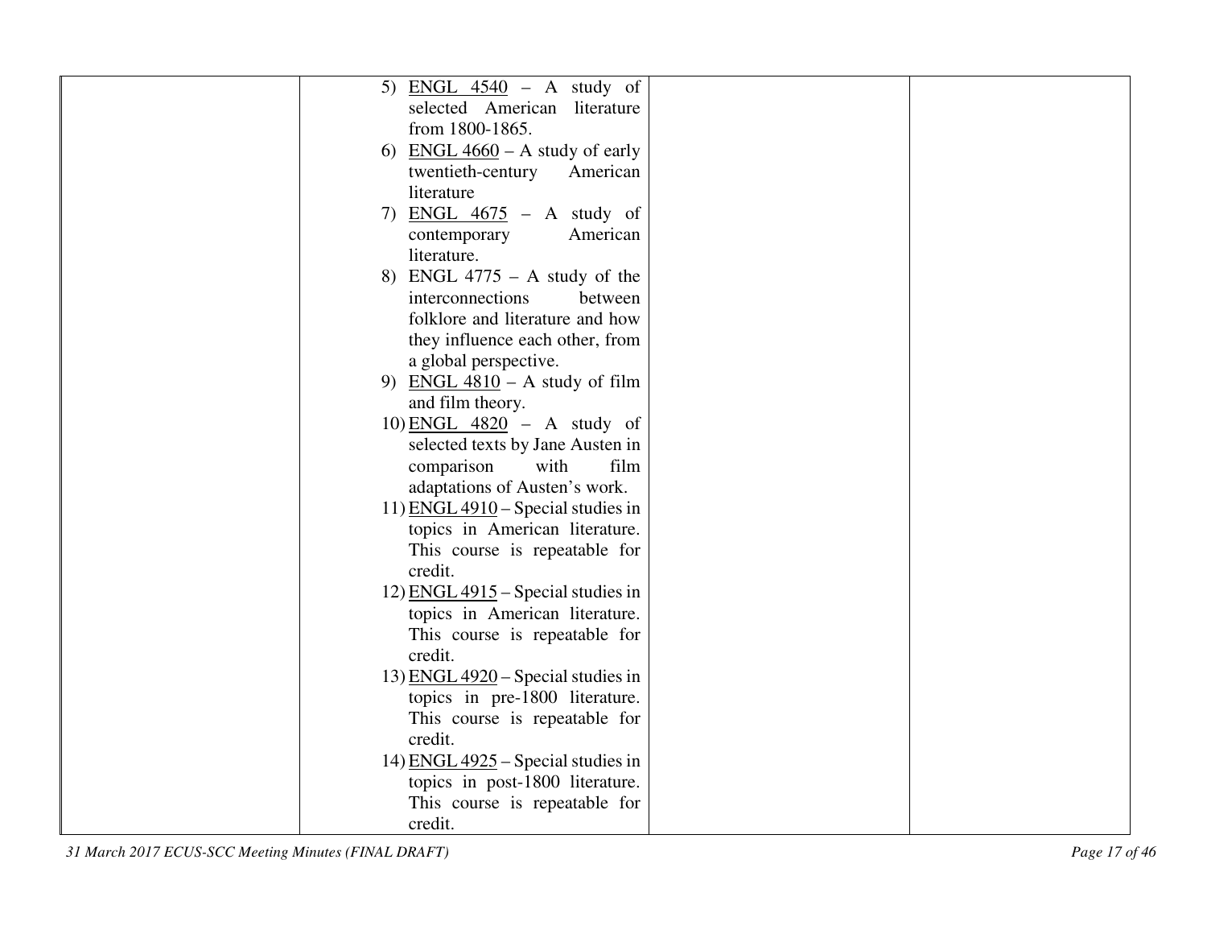|  | 5) ENGL 4540 – A study of selected American literature from 1800-1865.<br>6) ENGL 4660 – A study of early twentieth-century American literature<br>7) ENGL 4675 – A study of contemporary American literature.<br>8) ENGL 4775 – A study of the interconnections between folklore and literature and how they influence each other, from a global perspective.<br>9) ENGL 4810 – A study of film and film theory.<br>10) ENGL 4820 – A study of selected texts by Jane Austen in comparison with film adaptations of Austen's work.<br>11) ENGL 4910 – Special studies in topics in American literature. This course is repeatable for credit.<br>12) ENGL 4915 – Special studies in topics in American literature. This course is repeatable for credit.<br>13) ENGL 4920 – Special studies in topics in pre-1800 literature. This course is repeatable for credit.<br>14) ENGL 4925 – Special studies in topics in post-1800 literature. This course is repeatable for credit. |  |  |
|---|---|---|---|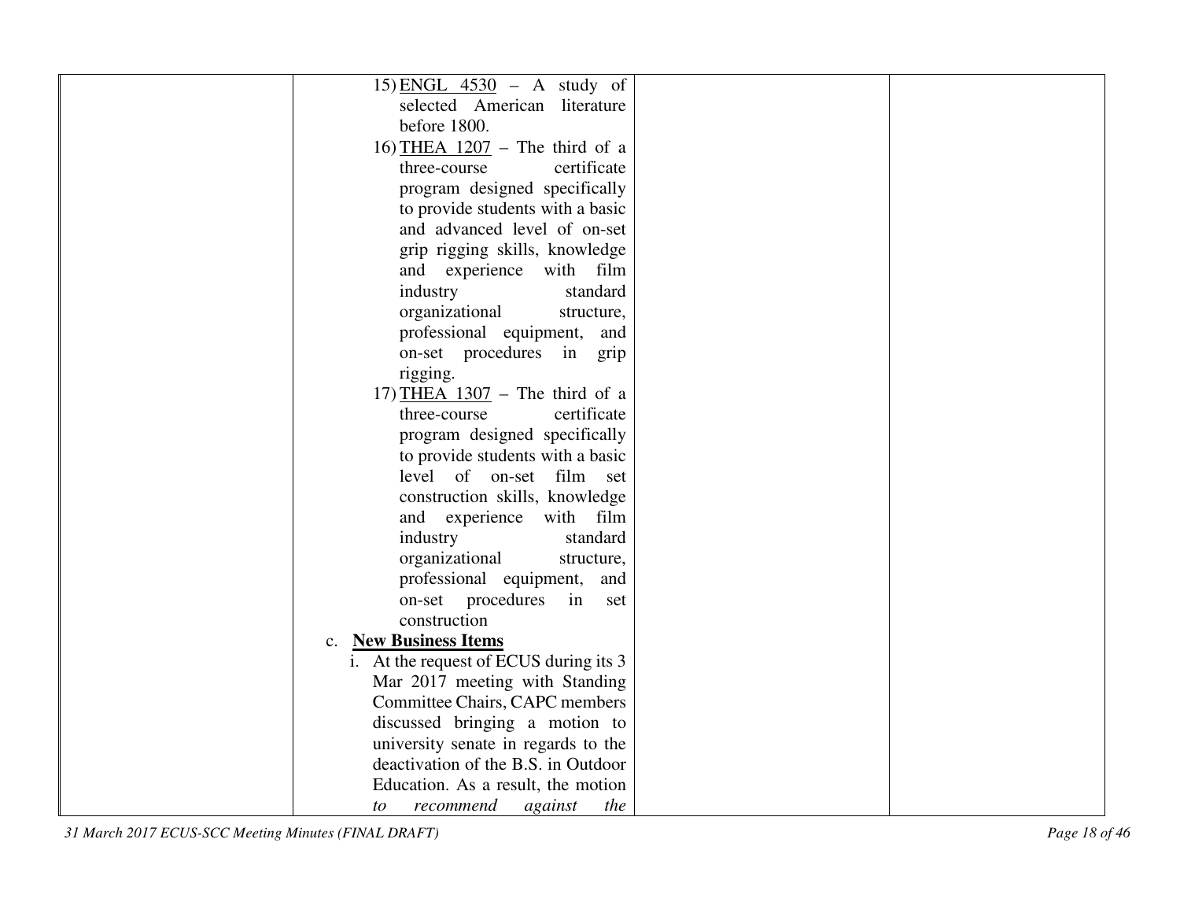| | | | |
|---|---|---|---|
| | 15) ENGL 4530 – A study of selected American literature before 1800.<br>16) THEA 1207 – The third of a three-course certificate program designed specifically to provide students with a basic and advanced level of on-set grip rigging skills, knowledge and experience with film industry standard organizational structure, professional equipment, and on-set procedures in grip rigging.<br>17) THEA 1307 – The third of a three-course certificate program designed specifically to provide students with a basic level of on-set film set construction skills, knowledge and experience with film industry standard organizational structure, professional equipment, and on-set procedures in set construction<br>c. **New Business Items**<br>i. At the request of ECUS during its 3 Mar 2017 meeting with Standing Committee Chairs, CAPC members discussed bringing a motion to university senate in regards to the deactivation of the B.S. in Outdoor Education. As a result, the motion *to recommend against the* | | |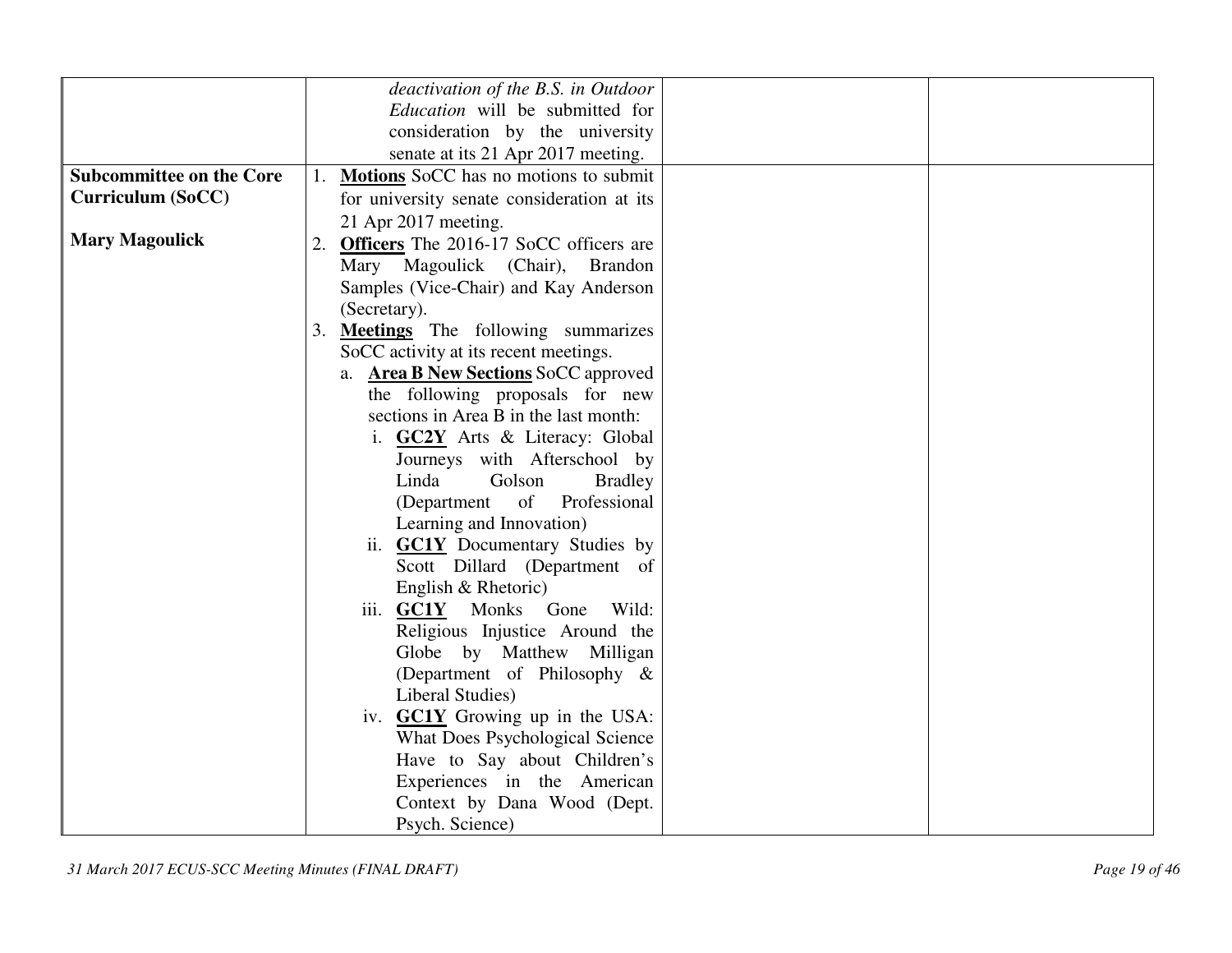| | | | |
|---|---|---|---|
| | *deactivation of the B.S. in Outdoor Education* will be submitted for consideration by the university senate at its 21 Apr 2017 meeting. | | |
| **Subcommittee on the Core Curriculum (SoCC)**<br><br>**Mary Magoulick** | 1. **<u>Motions</u>** SoCC has no motions to submit for university senate consideration at its 21 Apr 2017 meeting.<br>2. **<u>Officers</u>** The 2016-17 SoCC officers are Mary Magoulick (Chair), Brandon Samples (Vice-Chair) and Kay Anderson (Secretary).<br>3. **<u>Meetings</u>** The following summarizes SoCC activity at its recent meetings.<br>a. **<u>Area B New Sections</u>** SoCC approved the following proposals for new sections in Area B in the last month:<br>i. **<u>GC2Y</u>** Arts & Literacy: Global Journeys with Afterschool by Linda Golson Bradley (Department of Professional Learning and Innovation)<br>ii. **<u>GC1Y</u>** Documentary Studies by Scott Dillard (Department of English & Rhetoric)<br>iii. **<u>GC1Y</u>** Monks Gone Wild: Religious Injustice Around the Globe by Matthew Milligan (Department of Philosophy & Liberal Studies)<br>iv. **<u>GC1Y</u>** Growing up in the USA: What Does Psychological Science Have to Say about Children's Experiences in the American Context by Dana Wood (Dept. Psych. Science) | | |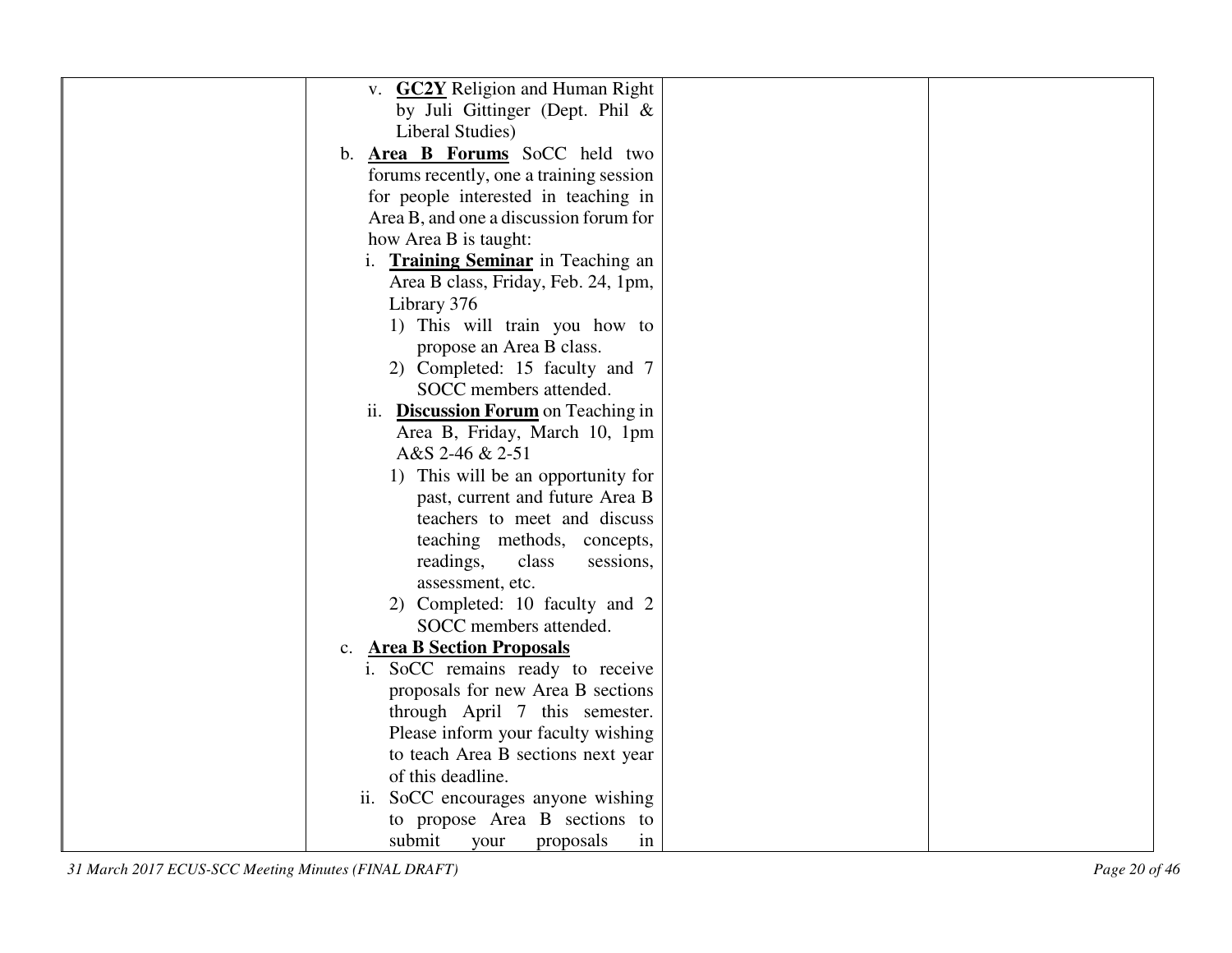| | | | |
|---|---|---|---|
| | v. **GC2Y** Religion and Human Right by Juli Gittinger (Dept. Phil & Liberal Studies)<br>b. **Area B Forums** SoCC held two forums recently, one a training session for people interested in teaching in Area B, and one a discussion forum for how Area B is taught:<br>i. **Training Seminar** in Teaching an Area B class, Friday, Feb. 24, 1pm, Library 376<br>1) This will train you how to propose an Area B class.<br>2) Completed: 15 faculty and 7 SOCC members attended.<br>ii. **Discussion Forum** on Teaching in Area B, Friday, March 10, 1pm A&S 2-46 & 2-51<br>1) This will be an opportunity for past, current and future Area B teachers to meet and discuss teaching methods, concepts, readings, class sessions, assessment, etc.<br>2) Completed: 10 faculty and 2 SOCC members attended.<br>c. **Area B Section Proposals**<br>i. SoCC remains ready to receive proposals for new Area B sections through April 7 this semester. Please inform your faculty wishing to teach Area B sections next year of this deadline.<br>ii. SoCC encourages anyone wishing to propose Area B sections to submit your proposals in | | |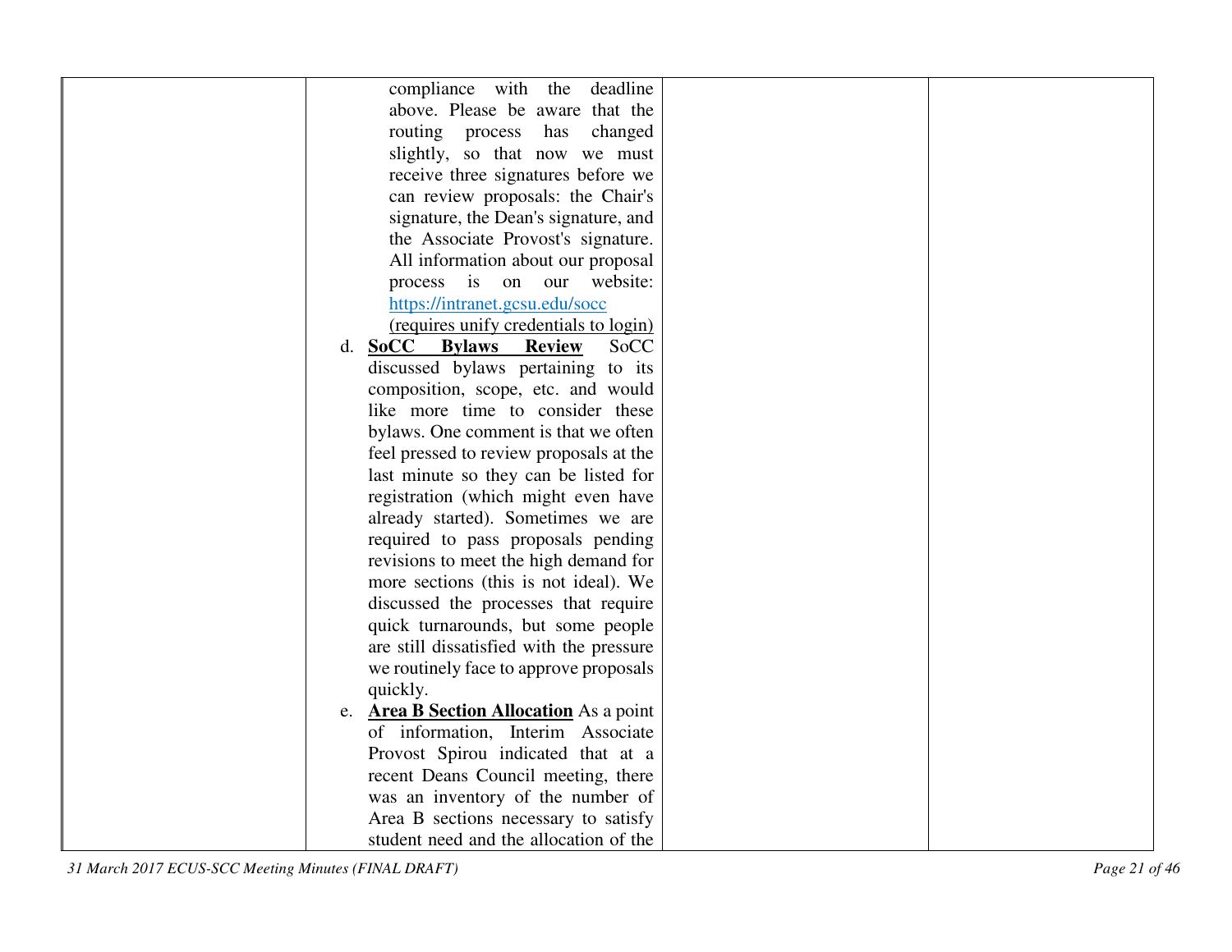| | | | |
|---|---|---|---|
| | compliance with the deadline above. Please be aware that the routing process has changed slightly, so that now we must receive three signatures before we can review proposals: the Chair's signature, the Dean's signature, and the Associate Provost's signature. All information about our proposal process is on our website: https://intranet.gcsu.edu/socc (requires unify credentials to login)<br>d. **SoCC Bylaws Review** SoCC discussed bylaws pertaining to its composition, scope, etc. and would like more time to consider these bylaws. One comment is that we often feel pressed to review proposals at the last minute so they can be listed for registration (which might even have already started). Sometimes we are required to pass proposals pending revisions to meet the high demand for more sections (this is not ideal). We discussed the processes that require quick turnarounds, but some people are still dissatisfied with the pressure we routinely face to approve proposals quickly.<br>e. **Area B Section Allocation** As a point of information, Interim Associate Provost Spirou indicated that at a recent Deans Council meeting, there was an inventory of the number of Area B sections necessary to satisfy student need and the allocation of the | | |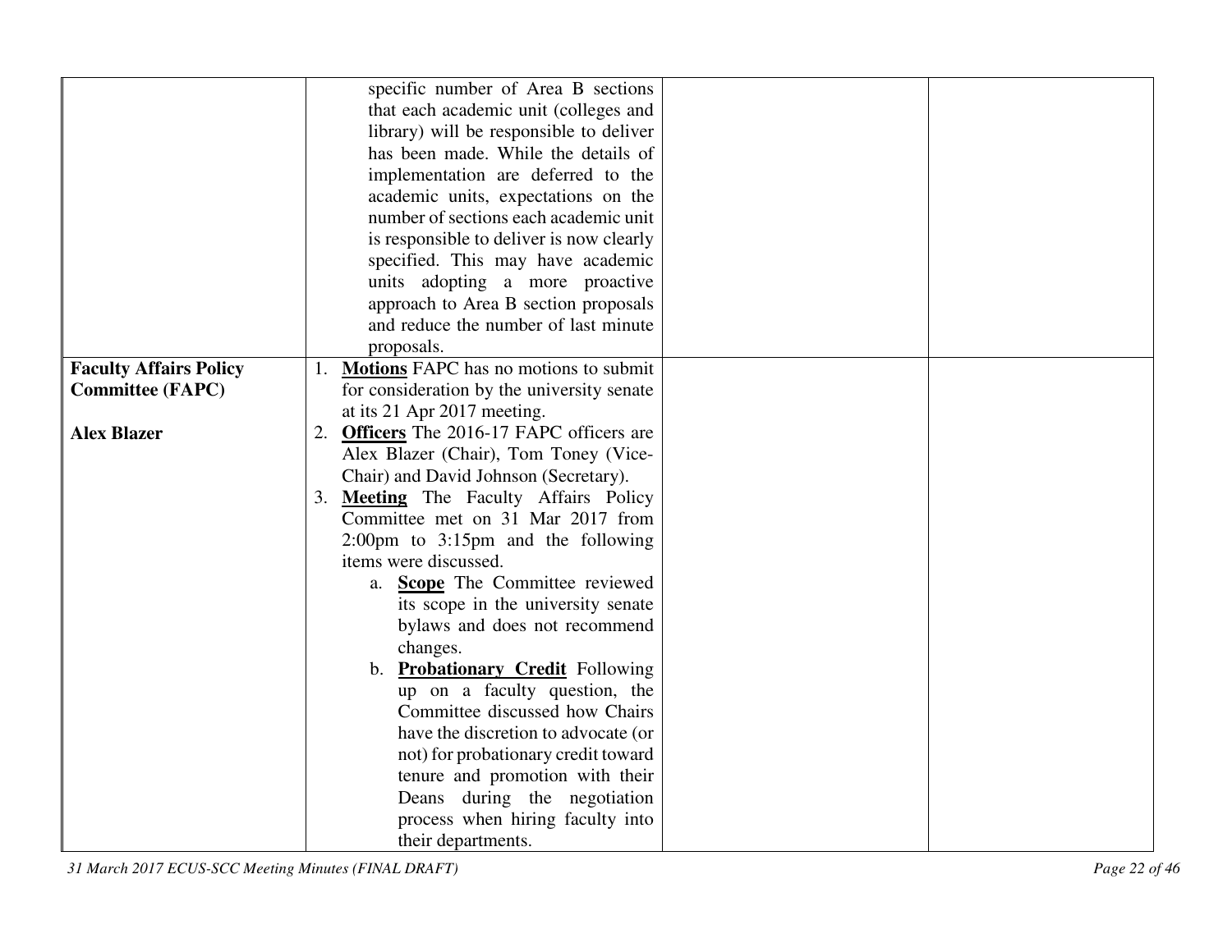| | | | |
|---|---|---|---|
| | specific number of Area B sections that each academic unit (colleges and library) will be responsible to deliver has been made. While the details of implementation are deferred to the academic units, expectations on the number of sections each academic unit is responsible to deliver is now clearly specified. This may have academic units adopting a more proactive approach to Area B section proposals and reduce the number of last minute proposals. | | |
| **Faculty Affairs Policy Committee (FAPC)**<br><br>**Alex Blazer** | 1. **Motions** FAPC has no motions to submit for consideration by the university senate at its 21 Apr 2017 meeting.<br>2. **Officers** The 2016-17 FAPC officers are Alex Blazer (Chair), Tom Toney (Vice-Chair) and David Johnson (Secretary).<br>3. **Meeting** The Faculty Affairs Policy Committee met on 31 Mar 2017 from 2:00pm to 3:15pm and the following items were discussed.<br>a. **Scope** The Committee reviewed its scope in the university senate bylaws and does not recommend changes.<br>b. **Probationary Credit** Following up on a faculty question, the Committee discussed how Chairs have the discretion to advocate (or not) for probationary credit toward tenure and promotion with their Deans during the negotiation process when hiring faculty into their departments. | | |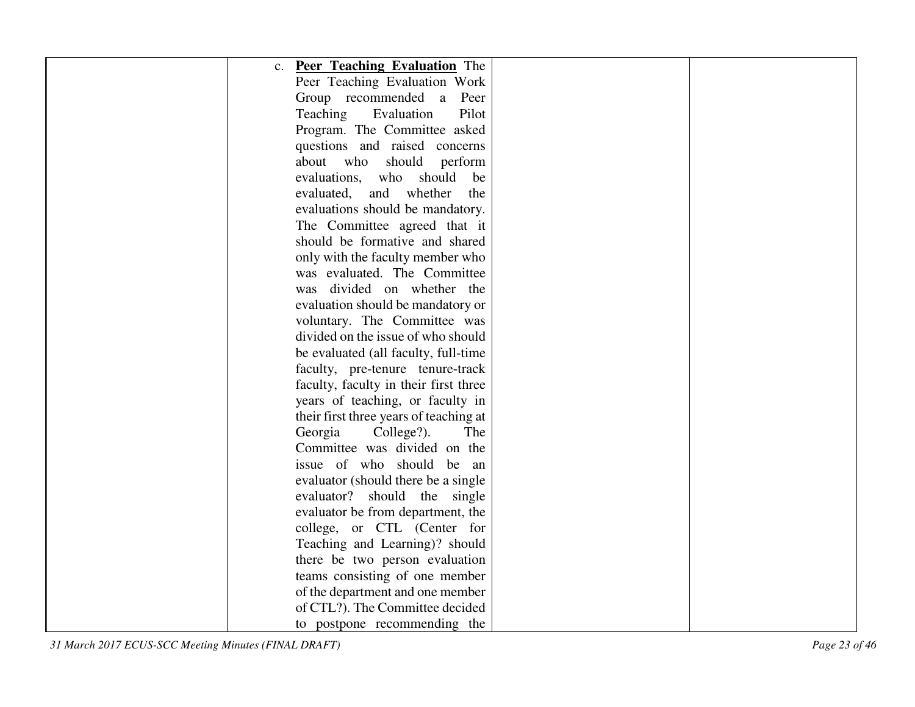| | | | |
|---|---|---|---|
| | c. **<u>Peer Teaching Evaluation</u>** The Peer Teaching Evaluation Work Group recommended a Peer Teaching Evaluation Pilot Program. The Committee asked questions and raised concerns about who should perform evaluations, who should be evaluated, and whether the evaluations should be mandatory. The Committee agreed that it should be formative and shared only with the faculty member who was evaluated. The Committee was divided on whether the evaluation should be mandatory or voluntary. The Committee was divided on the issue of who should be evaluated (all faculty, full-time faculty, pre-tenure tenure-track faculty, faculty in their first three years of teaching, or faculty in their first three years of teaching at Georgia College?). The Committee was divided on the issue of who should be an evaluator (should there be a single evaluator? should the single evaluator be from department, the college, or CTL (Center for Teaching and Learning)? should there be two person evaluation teams consisting of one member of the department and one member of CTL?). The Committee decided to postpone recommending the | | |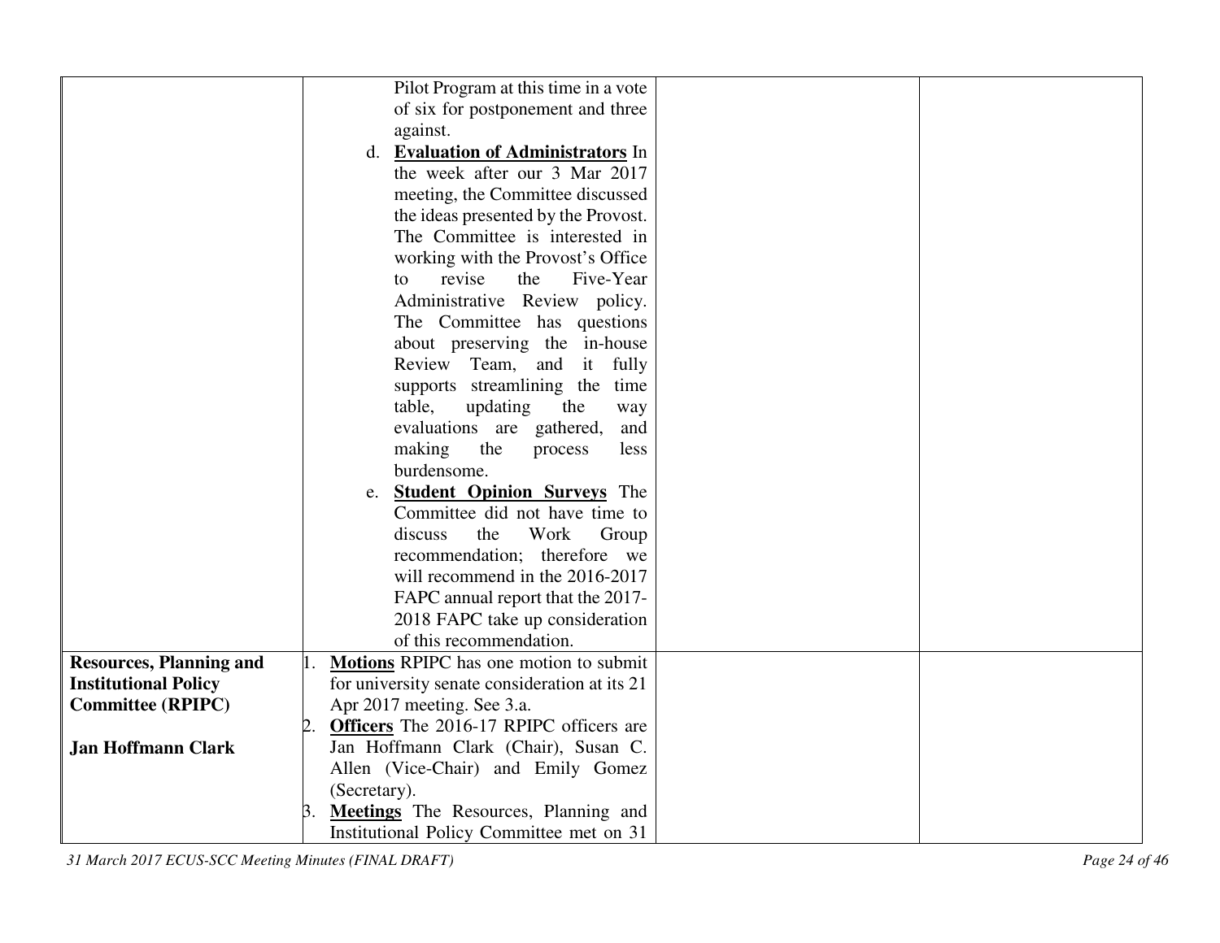| | | | |
|---|---|---|---|
| | Pilot Program at this time in a vote of six for postponement and three against.<br>d. **Evaluation of Administrators** In the week after our 3 Mar 2017 meeting, the Committee discussed the ideas presented by the Provost. The Committee is interested in working with the Provost's Office to revise the Five-Year Administrative Review policy. The Committee has questions about preserving the in-house Review Team, and it fully supports streamlining the time table, updating the way evaluations are gathered, and making the process less burdensome.<br>e. **Student Opinion Surveys** The Committee did not have time to discuss the Work Group recommendation; therefore we will recommend in the 2016-2017 FAPC annual report that the 2017-2018 FAPC take up consideration of this recommendation. | | |
| **Resources, Planning and Institutional Policy Committee (RPIPC)**<br><br>**Jan Hoffmann Clark** | 1. **Motions** RPIPC has one motion to submit for university senate consideration at its 21 Apr 2017 meeting. See 3.a.<br>2. **Officers** The 2016-17 RPIPC officers are Jan Hoffmann Clark (Chair), Susan C. Allen (Vice-Chair) and Emily Gomez (Secretary).<br>3. **Meetings** The Resources, Planning and Institutional Policy Committee met on 31 | | |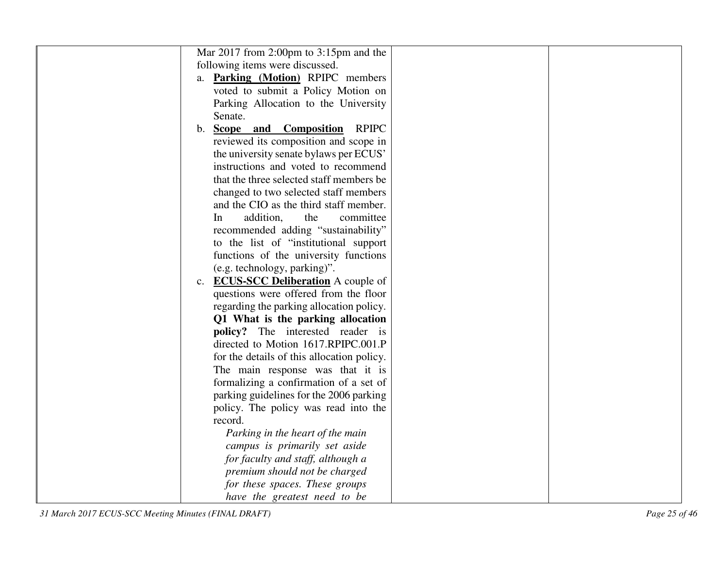| | Mar 2017 from 2:00pm to 3:15pm and the following items were discussed.<br>a. **<u>Parking (Motion)</u>** RPIPC members voted to submit a Policy Motion on Parking Allocation to the University Senate.<br>b. **<u>Scope and Composition</u>** RPIPC reviewed its composition and scope in the university senate bylaws per ECUS' instructions and voted to recommend that the three selected staff members be changed to two selected staff members and the CIO as the third staff member. In addition, the committee recommended adding "sustainability" to the list of "institutional support functions of the university functions (e.g. technology, parking)".<br>c. **<u>ECUS-SCC Deliberation</u>** A couple of questions were offered from the floor regarding the parking allocation policy. **Q1 What is the parking allocation policy?** The interested reader is directed to Motion 1617.RPIPC.001.P for the details of this allocation policy. The main response was that it is formalizing a confirmation of a set of parking guidelines for the 2006 parking policy. The policy was read into the record.<br>*Parking in the heart of the main campus is primarily set aside for faculty and staff, although a premium should not be charged for these spaces. These groups have the greatest need to be* | | |
|---|---|---|---|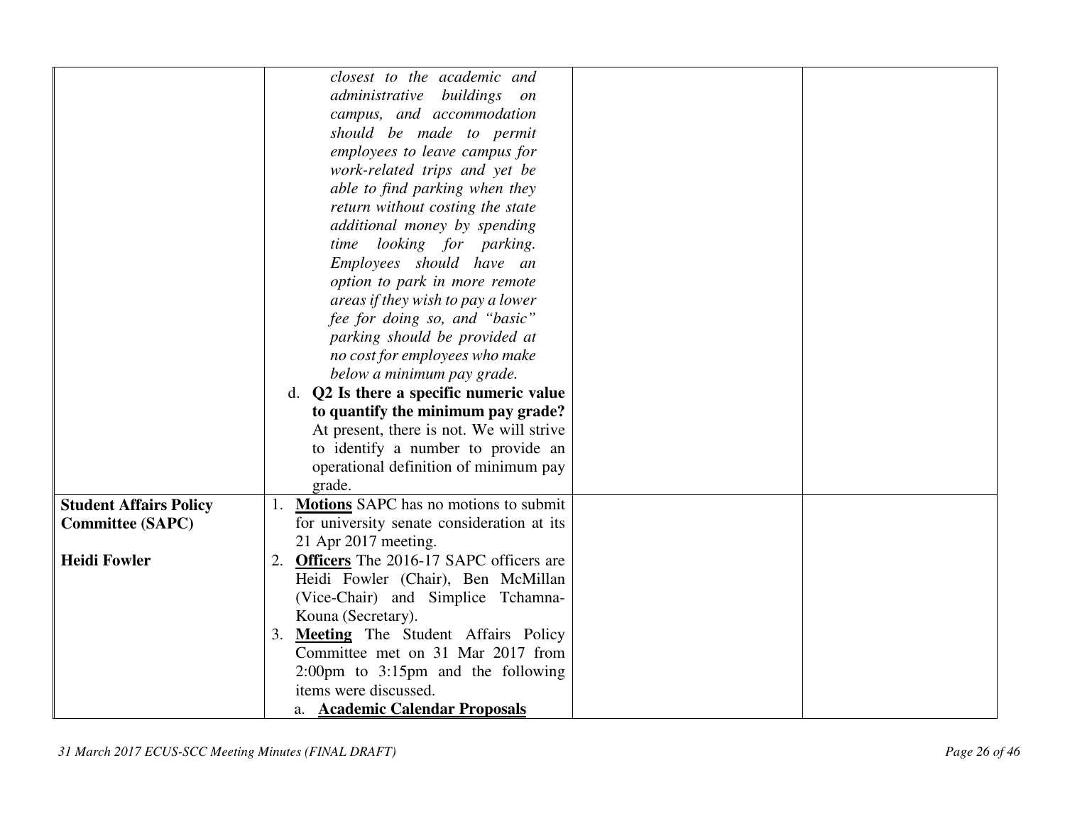| | | | |
|---|---|---|---|
| | *closest to the academic and administrative buildings on campus, and accommodation should be made to permit employees to leave campus for work-related trips and yet be able to find parking when they return without costing the state additional money by spending time looking for parking. Employees should have an option to park in more remote areas if they wish to pay a lower fee for doing so, and "basic" parking should be provided at no cost for employees who make below a minimum pay grade.*<br>d. **Q2 Is there a specific numeric value to quantify the minimum pay grade?** At present, there is not. We will strive to identify a number to provide an operational definition of minimum pay grade. | | |
| **Student Affairs Policy Committee (SAPC)**<br><br>**Heidi Fowler** | 1. **Motions** SAPC has no motions to submit for university senate consideration at its 21 Apr 2017 meeting.<br>2. **Officers** The 2016-17 SAPC officers are Heidi Fowler (Chair), Ben McMillan (Vice-Chair) and Simplice Tchamna-Kouna (Secretary).<br>3. **Meeting** The Student Affairs Policy Committee met on 31 Mar 2017 from 2:00pm to 3:15pm and the following items were discussed.<br>a. **Academic Calendar Proposals** | | |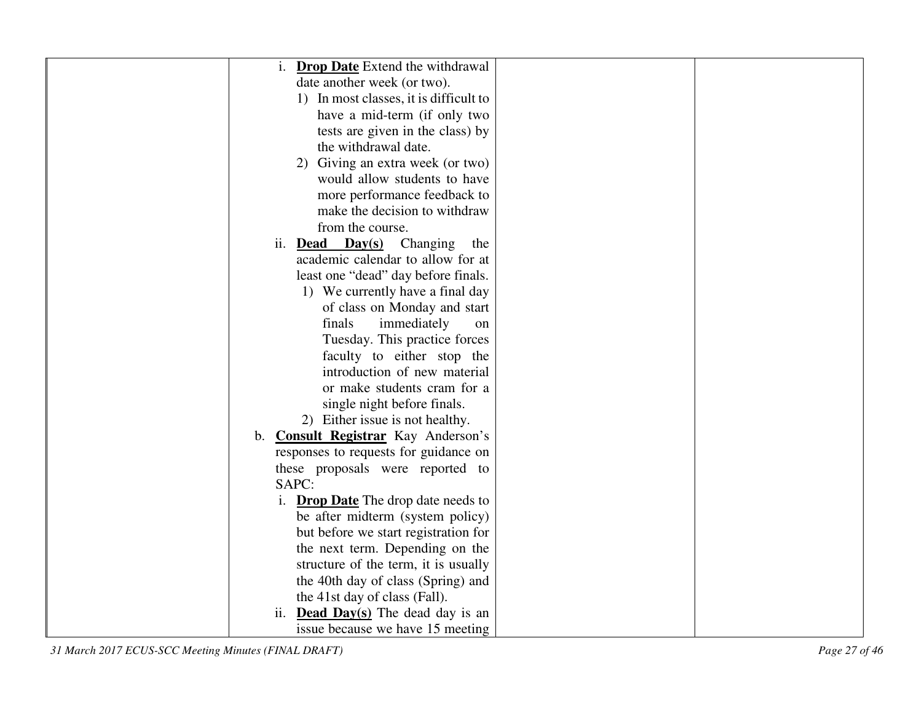| | | | |
|---|---|---|---|
| | i. **Drop Date** Extend the withdrawal date another week (or two).<br>1) In most classes, it is difficult to have a mid-term (if only two tests are given in the class) by the withdrawal date.<br>2) Giving an extra week (or two) would allow students to have more performance feedback to make the decision to withdraw from the course.<br>ii. **Dead Day(s)** Changing the academic calendar to allow for at least one "dead" day before finals.<br>1) We currently have a final day of class on Monday and start finals immediately on Tuesday. This practice forces faculty to either stop the introduction of new material or make students cram for a single night before finals.<br>2) Either issue is not healthy.<br>b. **Consult Registrar** Kay Anderson's responses to requests for guidance on these proposals were reported to SAPC:<br>i. **Drop Date** The drop date needs to be after midterm (system policy) but before we start registration for the next term. Depending on the structure of the term, it is usually the 40th day of class (Spring) and the 41st day of class (Fall).<br>ii. **Dead Day(s)** The dead day is an issue because we have 15 meeting | | |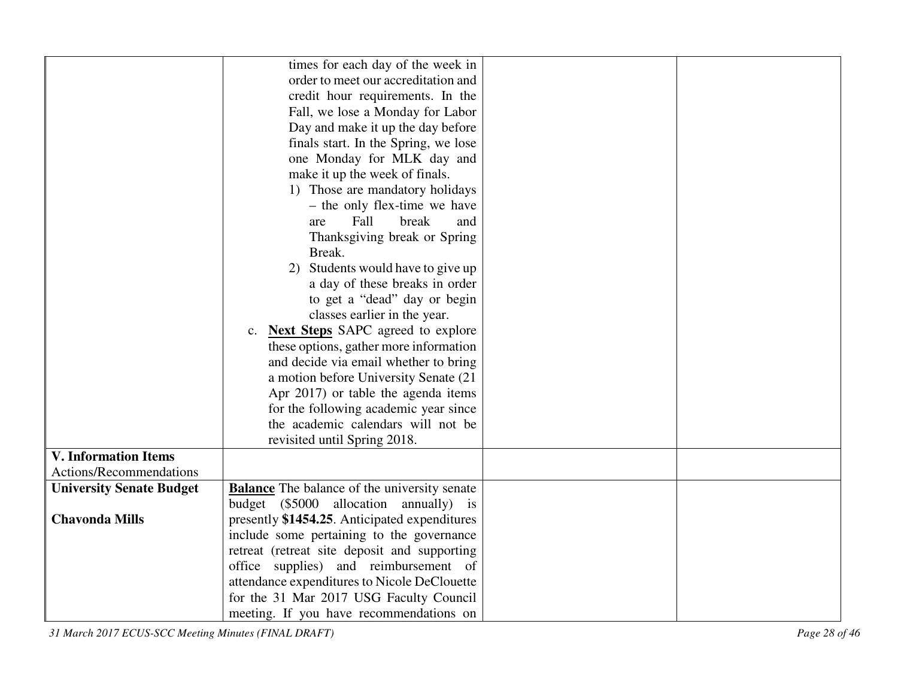| | | | |
|---|---|---|---|
| | times for each day of the week in order to meet our accreditation and credit hour requirements. In the Fall, we lose a Monday for Labor Day and make it up the day before finals start. In the Spring, we lose one Monday for MLK day and make it up the week of finals.<br>1) Those are mandatory holidays – the only flex-time we have are Fall break and Thanksgiving break or Spring Break.<br>2) Students would have to give up a day of these breaks in order to get a "dead" day or begin classes earlier in the year.<br>c. **Next Steps** SAPC agreed to explore these options, gather more information and decide via email whether to bring a motion before University Senate (21 Apr 2017) or table the agenda items for the following academic year since the academic calendars will not be revisited until Spring 2018. | | |
| **V. Information Items**<br>Actions/Recommendations | | | |
| **University Senate Budget**<br><br>**Chavonda Mills** | **Balance** The balance of the university senate budget ($5000 allocation annually) is presently **$1454.25**. Anticipated expenditures include some pertaining to the governance retreat (retreat site deposit and supporting office supplies) and reimbursement of attendance expenditures to Nicole DeClouette for the 31 Mar 2017 USG Faculty Council meeting. If you have recommendations on | | |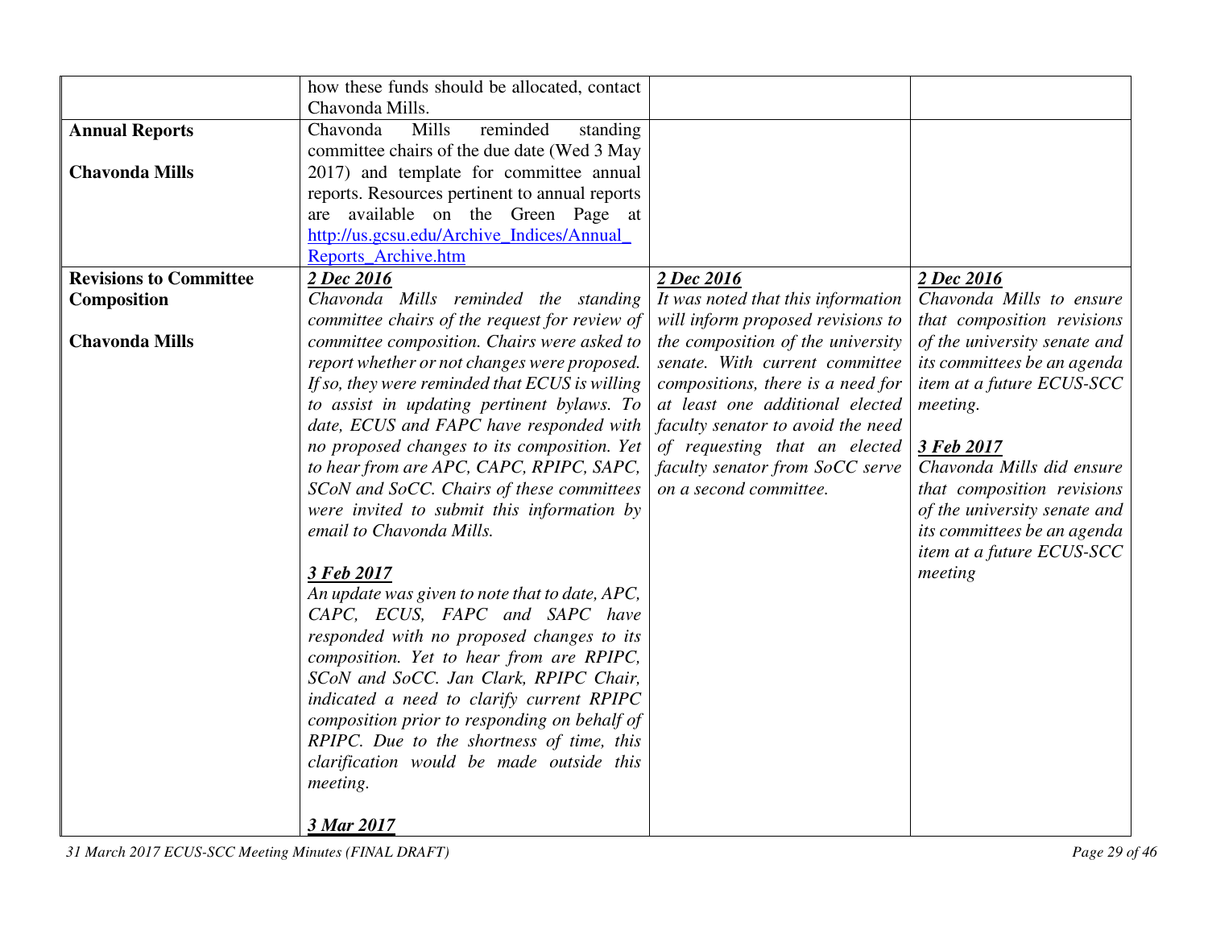| | | | |
|---|---|---|---|
| | how these funds should be allocated, contact Chavonda Mills. | | |
| **Annual Reports**<br><br>**Chavonda Mills** | Chavonda Mills reminded standing committee chairs of the due date (Wed 3 May 2017) and template for committee annual reports. Resources pertinent to annual reports are available on the Green Page at [http://us.gcsu.edu/Archive_Indices/Annual_Reports_Archive.htm](http://us.gcsu.edu/Archive_Indices/Annual_Reports_Archive.htm) | | |
| **Revisions to Committee Composition**<br><br>**Chavonda Mills** | ***2 Dec 2016***<br>*Chavonda Mills reminded the standing committee chairs of the request for review of committee composition. Chairs were asked to report whether or not changes were proposed. If so, they were reminded that ECUS is willing to assist in updating pertinent bylaws. To date, ECUS and FAPC have responded with no proposed changes to its composition. Yet to hear from are APC, CAPC, RPIPC, SAPC, SCoN and SoCC. Chairs of these committees were invited to submit this information by email to Chavonda Mills.*<br><br>***3 Feb 2017***<br>*An update was given to note that to date, APC, CAPC, ECUS, FAPC and SAPC have responded with no proposed changes to its composition. Yet to hear from are RPIPC, SCoN and SoCC. Jan Clark, RPIPC Chair, indicated a need to clarify current RPIPC composition prior to responding on behalf of RPIPC. Due to the shortness of time, this clarification would be made outside this meeting.*<br><br>***3 Mar 2017*** | ***2 Dec 2016***<br>*It was noted that this information will inform proposed revisions to the composition of the university senate. With current committee compositions, there is a need for at least one additional elected faculty senator to avoid the need of requesting that an elected faculty senator from SoCC serve on a second committee.* | ***2 Dec 2016***<br>*Chavonda Mills to ensure that composition revisions of the university senate and its committees be an agenda item at a future ECUS-SCC meeting.*<br><br>***3 Feb 2017***<br>*Chavonda Mills did ensure that composition revisions of the university senate and its committees be an agenda item at a future ECUS-SCC meeting* |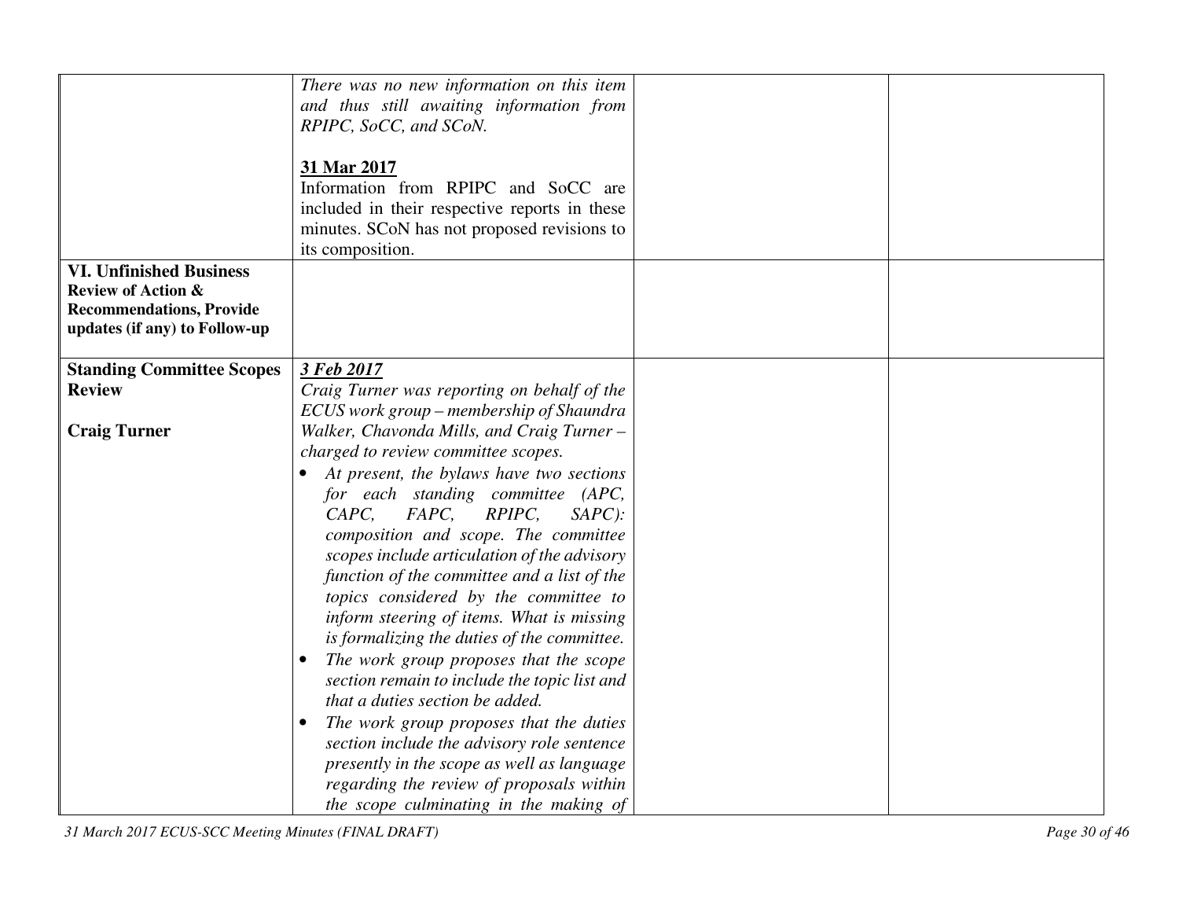| | | | |
|---|---|---|---|
| | *There was no new information on this item and thus still awaiting information from RPIPC, SoCC, and SCoN.*<br><br>**<u>31 Mar 2017</u>**<br>Information from RPIPC and SoCC are included in their respective reports in these minutes. SCoN has not proposed revisions to its composition. | | |
| **VI. Unfinished Business**<br>**Review of Action & Recommendations, Provide updates (if any) to Follow-up** | | | |
| **Standing Committee Scopes Review**<br><br>**Craig Turner** | ***<u>3 Feb 2017</u>***<br>*Craig Turner was reporting on behalf of the ECUS work group – membership of Shaundra Walker, Chavonda Mills, and Craig Turner – charged to review committee scopes.*<br>• *At present, the bylaws have two sections for each standing committee (APC, CAPC, FAPC, RPIPC, SAPC): composition and scope. The committee scopes include articulation of the advisory function of the committee and a list of the topics considered by the committee to inform steering of items. What is missing is formalizing the duties of the committee.*<br>• *The work group proposes that the scope section remain to include the topic list and that a duties section be added.*<br>• *The work group proposes that the duties section include the advisory role sentence presently in the scope as well as language regarding the review of proposals within the scope culminating in the making of* | | |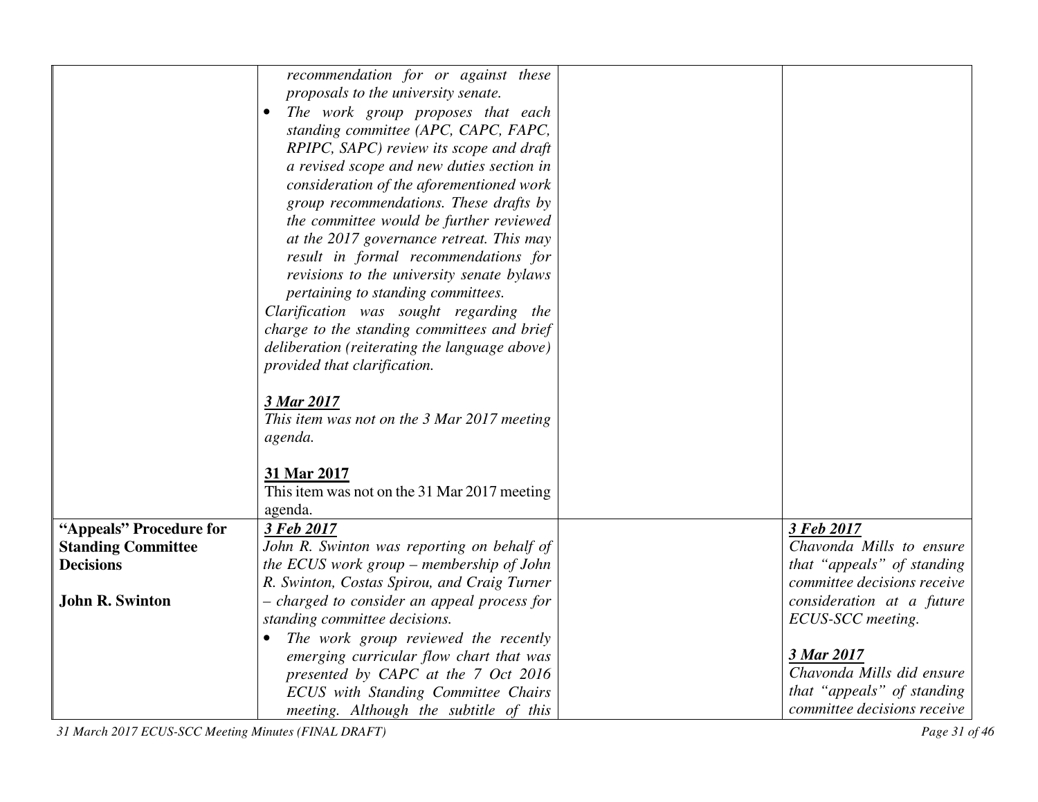| | | | |
|---|---|---|---|
| | *recommendation for or against these proposals to the university senate.*<br>• *The work group proposes that each standing committee (APC, CAPC, FAPC, RPIPC, SAPC) review its scope and draft a revised scope and new duties section in consideration of the aforementioned work group recommendations. These drafts by the committee would be further reviewed at the 2017 governance retreat. This may result in formal recommendations for revisions to the university senate bylaws pertaining to standing committees.*<br>*Clarification was sought regarding the charge to the standing committees and brief deliberation (reiterating the language above) provided that clarification.*<br><br>***3 Mar 2017***<br>*This item was not on the 3 Mar 2017 meeting agenda.*<br><br>**31 Mar 2017**<br>This item was not on the 31 Mar 2017 meeting agenda. | | |
| **"Appeals" Procedure for Standing Committee Decisions**<br><br>**John R. Swinton** | ***3 Feb 2017***<br>*John R. Swinton was reporting on behalf of the ECUS work group – membership of John R. Swinton, Costas Spirou, and Craig Turner – charged to consider an appeal process for standing committee decisions.*<br>• *The work group reviewed the recently emerging curricular flow chart that was presented by CAPC at the 7 Oct 2016 ECUS with Standing Committee Chairs meeting. Although the subtitle of this* | | ***3 Feb 2017***<br>*Chavonda Mills to ensure that "appeals" of standing committee decisions receive consideration at a future ECUS-SCC meeting.*<br><br>***3 Mar 2017***<br>*Chavonda Mills did ensure that "appeals" of standing committee decisions receive* |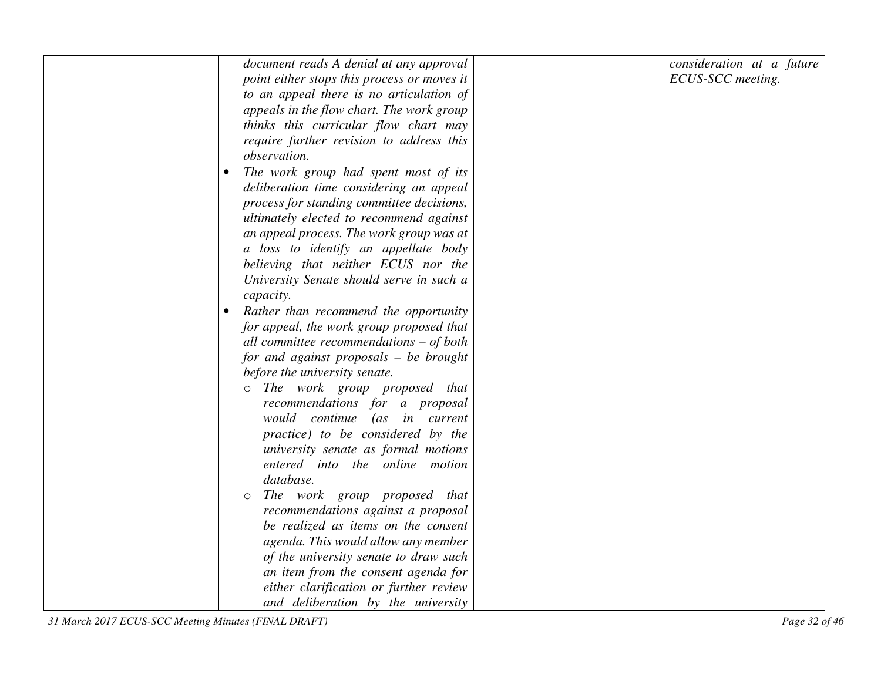| | | | |
|---|---|---|---|
| | *document reads A denial at any approval point either stops this process or moves it to an appeal there is no articulation of appeals in the flow chart. The work group thinks this curricular flow chart may require further revision to address this observation.*<br>• *The work group had spent most of its deliberation time considering an appeal process for standing committee decisions, ultimately elected to recommend against an appeal process. The work group was at a loss to identify an appellate body believing that neither ECUS nor the University Senate should serve in such a capacity.*<br>• *Rather than recommend the opportunity for appeal, the work group proposed that all committee recommendations – of both for and against proposals – be brought before the university senate.*<br>&nbsp;&nbsp;&nbsp;o *The work group proposed that recommendations for a proposal would continue (as in current practice) to be considered by the university senate as formal motions entered into the online motion database.*<br>&nbsp;&nbsp;&nbsp;o *The work group proposed that recommendations against a proposal be realized as items on the consent agenda. This would allow any member of the university senate to draw such an item from the consent agenda for either clarification or further review and deliberation by the university* | | *consideration at a future ECUS-SCC meeting.* |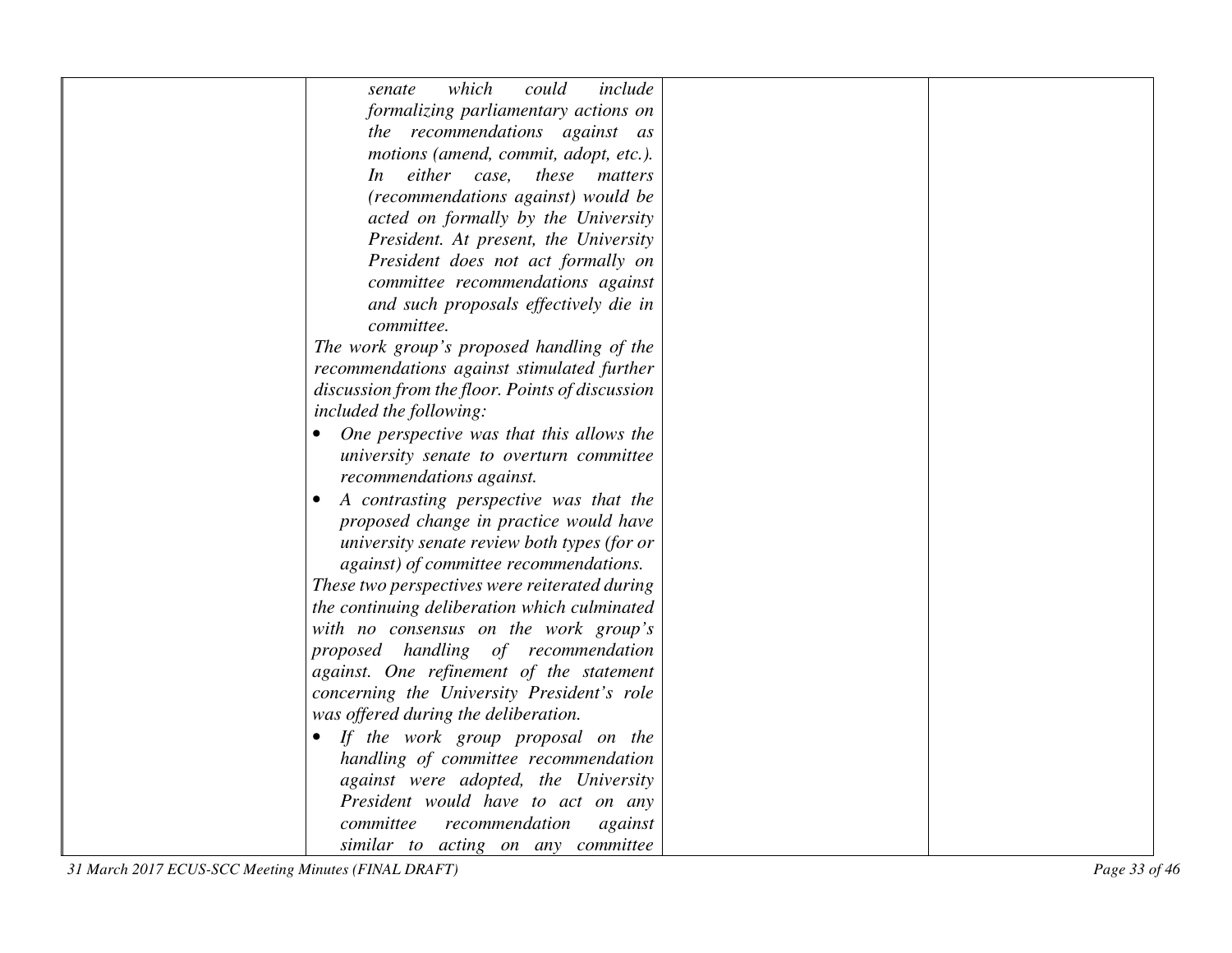| | *senate which could include formalizing parliamentary actions on the recommendations against as motions (amend, commit, adopt, etc.). In either case, these matters (recommendations against) would be acted on formally by the University President. At present, the University President does not act formally on committee recommendations against and such proposals effectively die in committee.*<br>*The work group's proposed handling of the recommendations against stimulated further discussion from the floor. Points of discussion included the following:*<br>• *One perspective was that this allows the university senate to overturn committee recommendations against.*<br>• *A contrasting perspective was that the proposed change in practice would have university senate review both types (for or against) of committee recommendations.*<br>*These two perspectives were reiterated during the continuing deliberation which culminated with no consensus on the work group's proposed handling of recommendation against. One refinement of the statement concerning the University President's role was offered during the deliberation.*<br>• *If the work group proposal on the handling of committee recommendation against were adopted, the University President would have to act on any committee recommendation against similar to acting on any committee* | | |
|---|---|---|---|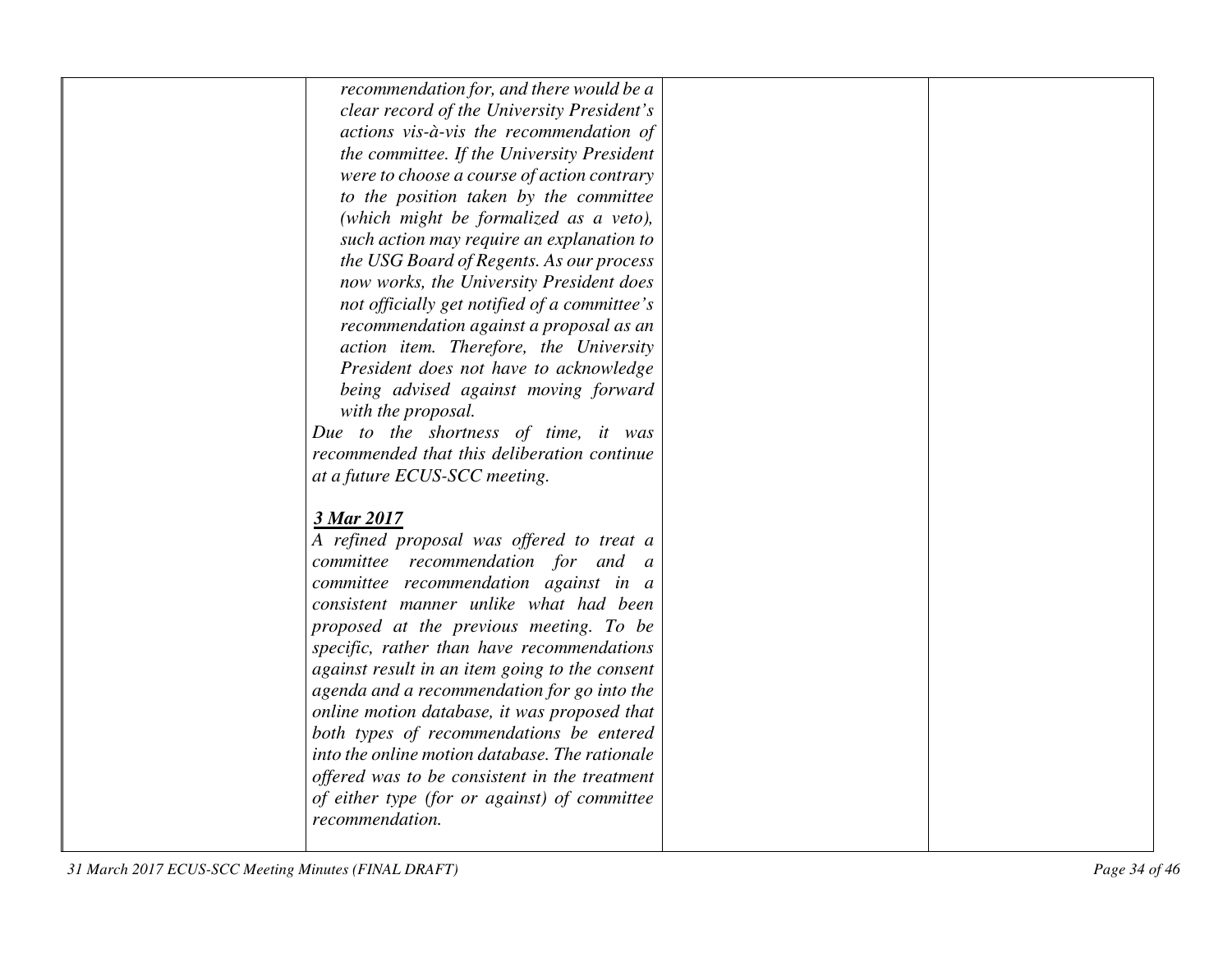|  | *recommendation for, and there would be a clear record of the University President's actions vis-à-vis the recommendation of the committee. If the University President were to choose a course of action contrary to the position taken by the committee (which might be formalized as a veto), such action may require an explanation to the USG Board of Regents. As our process now works, the University President does not officially get notified of a committee's recommendation against a proposal as an action item. Therefore, the University President does not have to acknowledge being advised against moving forward with the proposal.*<br>*Due to the shortness of time, it was recommended that this deliberation continue at a future ECUS-SCC meeting.*<br><br>***<u>3 Mar 2017</u>***<br>*A refined proposal was offered to treat a committee recommendation for and a committee recommendation against in a consistent manner unlike what had been proposed at the previous meeting. To be specific, rather than have recommendations against result in an item going to the consent agenda and a recommendation for go into the online motion database, it was proposed that both types of recommendations be entered into the online motion database. The rationale offered was to be consistent in the treatment of either type (for or against) of committee recommendation.* |  |  |
|---|---|---|---|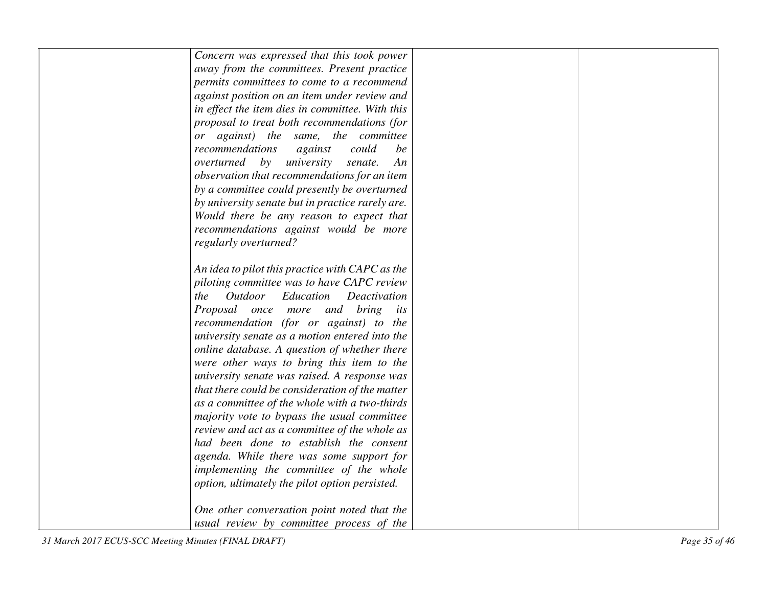| | | | |
|---|---|---|---|
| | *Concern was expressed that this took power away from the committees. Present practice permits committees to come to a recommend against position on an item under review and in effect the item dies in committee. With this proposal to treat both recommendations (for or against) the same, the committee recommendations against could be overturned by university senate. An observation that recommendations for an item by a committee could presently be overturned by university senate but in practice rarely are. Would there be any reason to expect that recommendations against would be more regularly overturned?*<br><br>*An idea to pilot this practice with CAPC as the piloting committee was to have CAPC review the Outdoor Education Deactivation Proposal once more and bring its recommendation (for or against) to the university senate as a motion entered into the online database. A question of whether there were other ways to bring this item to the university senate was raised. A response was that there could be consideration of the matter as a committee of the whole with a two-thirds majority vote to bypass the usual committee review and act as a committee of the whole as had been done to establish the consent agenda. While there was some support for implementing the committee of the whole option, ultimately the pilot option persisted.*<br><br>*One other conversation point noted that the usual review by committee process of the* | | |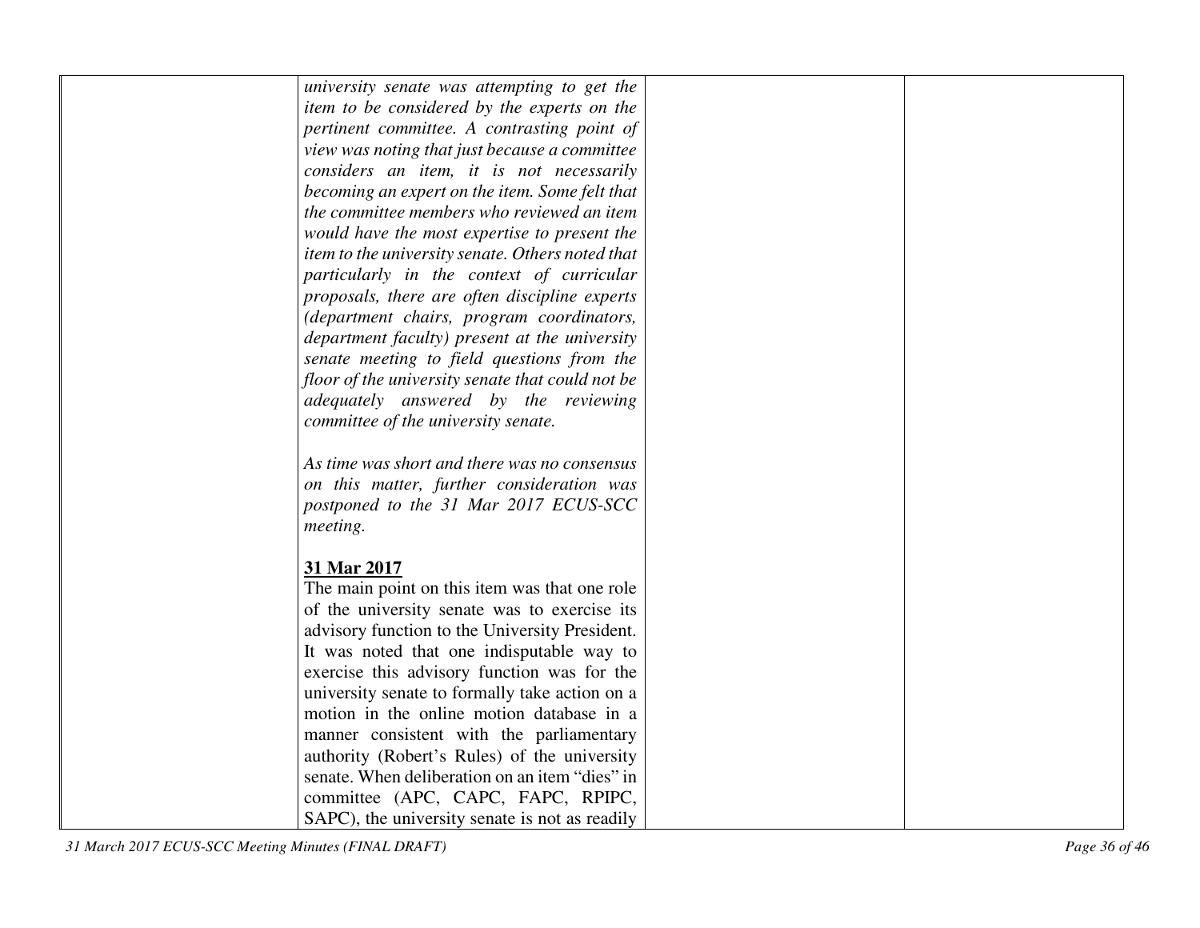| | | | |
|---|---|---|---|
| | *university senate was attempting to get the item to be considered by the experts on the pertinent committee. A contrasting point of view was noting that just because a committee considers an item, it is not necessarily becoming an expert on the item. Some felt that the committee members who reviewed an item would have the most expertise to present the item to the university senate. Others noted that particularly in the context of curricular proposals, there are often discipline experts (department chairs, program coordinators, department faculty) present at the university senate meeting to field questions from the floor of the university senate that could not be adequately answered by the reviewing committee of the university senate.*<br><br>*As time was short and there was no consensus on this matter, further consideration was postponed to the 31 Mar 2017 ECUS-SCC meeting.*<br><br>**<u>31 Mar 2017</u>**<br>The main point on this item was that one role of the university senate was to exercise its advisory function to the University President. It was noted that one indisputable way to exercise this advisory function was for the university senate to formally take action on a motion in the online motion database in a manner consistent with the parliamentary authority (Robert's Rules) of the university senate. When deliberation on an item "dies" in committee (APC, CAPC, FAPC, RPIPC, SAPC), the university senate is not as readily | | |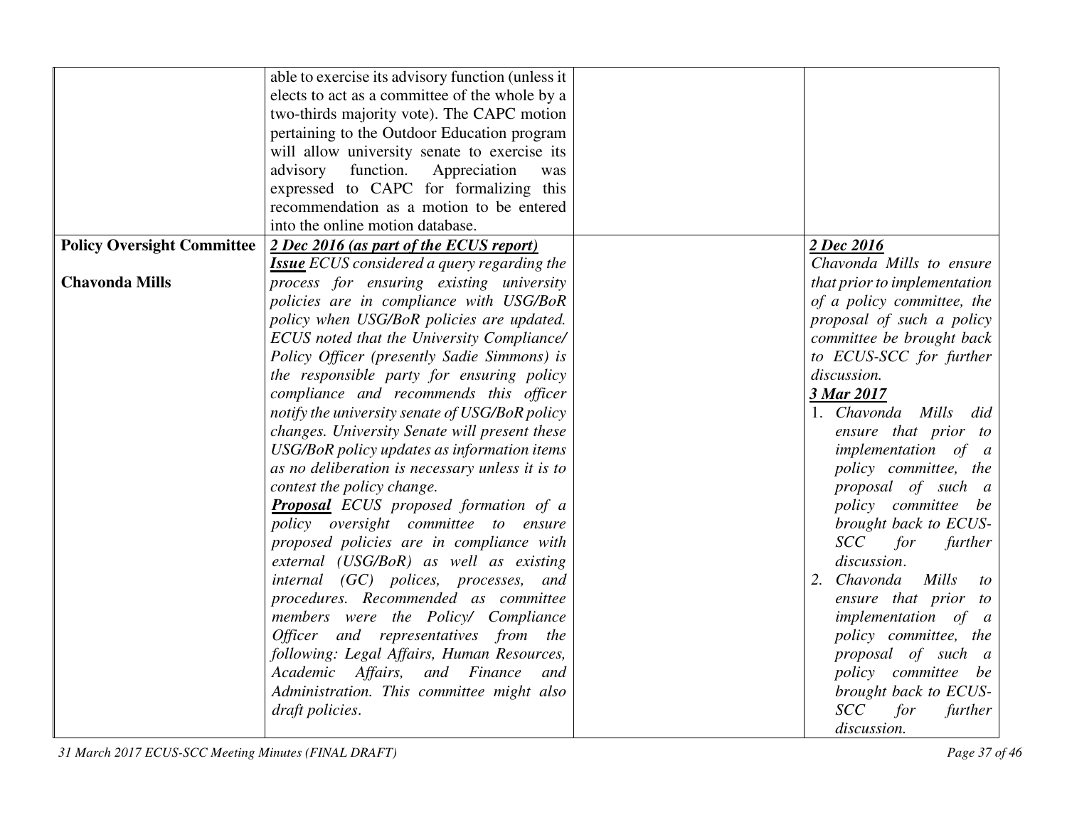| | | | |
|---|---|---|---|
| | able to exercise its advisory function (unless it elects to act as a committee of the whole by a two-thirds majority vote). The CAPC motion pertaining to the Outdoor Education program will allow university senate to exercise its advisory function. Appreciation was expressed to CAPC for formalizing this recommendation as a motion to be entered into the online motion database. | | |
| **Policy Oversight Committee**<br><br>**Chavonda Mills** | ***2 Dec 2016 (as part of the ECUS report)***<br>***Issue*** *ECUS considered a query regarding the process for ensuring existing university policies are in compliance with USG/BoR policy when USG/BoR policies are updated. ECUS noted that the University Compliance/ Policy Officer (presently Sadie Simmons) is the responsible party for ensuring policy compliance and recommends this officer notify the university senate of USG/BoR policy changes. University Senate will present these USG/BoR policy updates as information items as no deliberation is necessary unless it is to contest the policy change.*<br>***Proposal*** *ECUS proposed formation of a policy oversight committee to ensure proposed policies are in compliance with external (USG/BoR) as well as existing internal (GC) polices, processes, and procedures. Recommended as committee members were the Policy/ Compliance Officer and representatives from the following: Legal Affairs, Human Resources, Academic Affairs, and Finance and Administration. This committee might also draft policies.* | | ***2 Dec 2016***<br>*Chavonda Mills to ensure that prior to implementation of a policy committee, the proposal of such a policy committee be brought back to ECUS-SCC for further discussion.*<br>***3 Mar 2017***<br>1. *Chavonda Mills did ensure that prior to implementation of a policy committee, the proposal of such a policy committee be brought back to ECUS-SCC for further discussion.*<br>2. *Chavonda Mills to ensure that prior to implementation of a policy committee, the proposal of such a policy committee be brought back to ECUS-SCC for further discussion.* |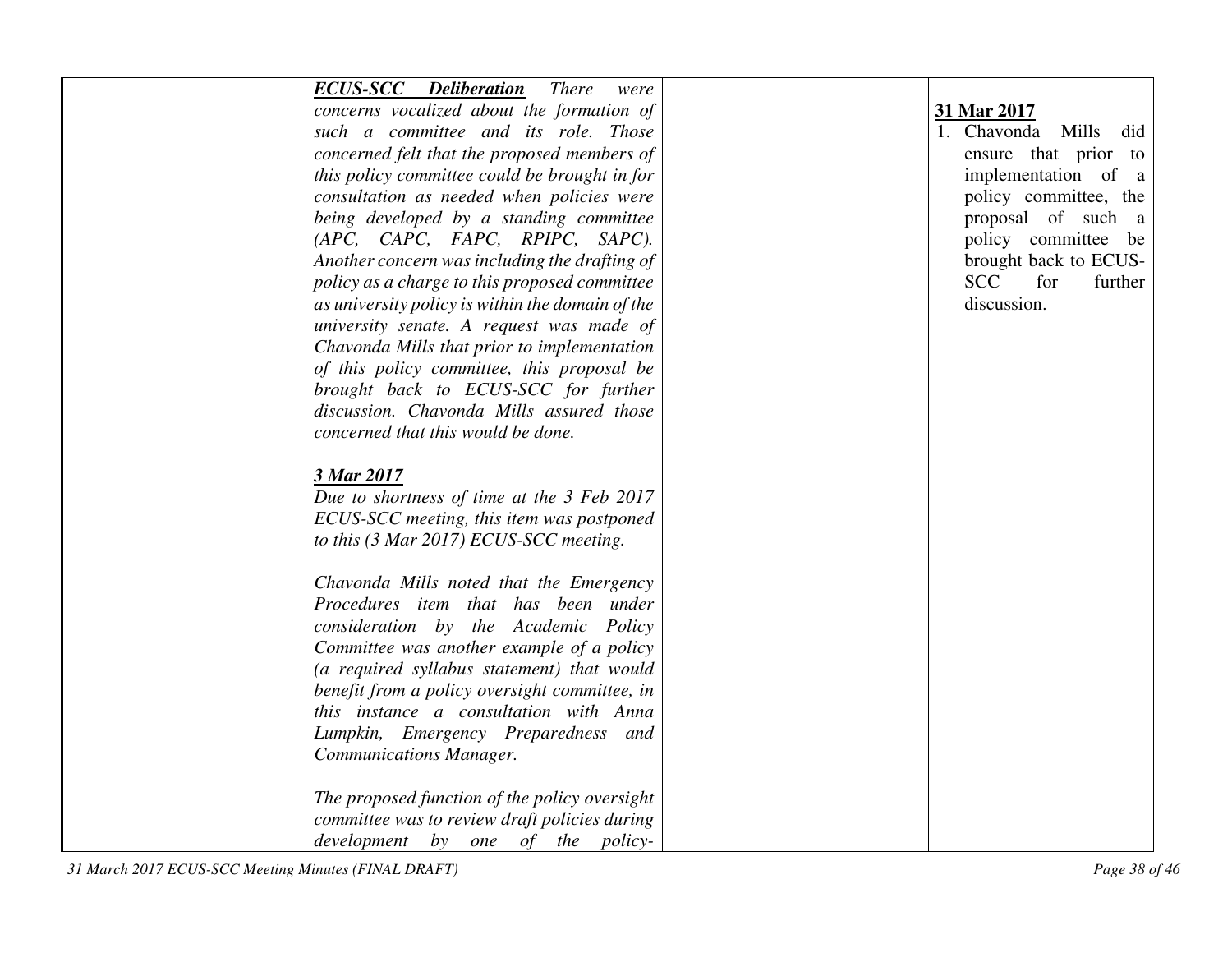| | | | |
|---|---|---|---|
| | ***ECUS-SCC Deliberation*** *There were concerns vocalized about the formation of such a committee and its role. Those concerned felt that the proposed members of this policy committee could be brought in for consultation as needed when policies were being developed by a standing committee (APC, CAPC, FAPC, RPIPC, SAPC). Another concern was including the drafting of policy as a charge to this proposed committee as university policy is within the domain of the university senate. A request was made of Chavonda Mills that prior to implementation of this policy committee, this proposal be brought back to ECUS-SCC for further discussion. Chavonda Mills assured those concerned that this would be done.*<br><br>***3 Mar 2017***<br>*Due to shortness of time at the 3 Feb 2017 ECUS-SCC meeting, this item was postponed to this (3 Mar 2017) ECUS-SCC meeting.*<br><br>*Chavonda Mills noted that the Emergency Procedures item that has been under consideration by the Academic Policy Committee was another example of a policy (a required syllabus statement) that would benefit from a policy oversight committee, in this instance a consultation with Anna Lumpkin, Emergency Preparedness and Communications Manager.*<br><br>*The proposed function of the policy oversight committee was to review draft policies during development by one of the policy-* | | **31 Mar 2017**<br>1. Chavonda Mills did ensure that prior to implementation of a policy committee, the proposal of such a policy committee be brought back to ECUS-SCC for further discussion. |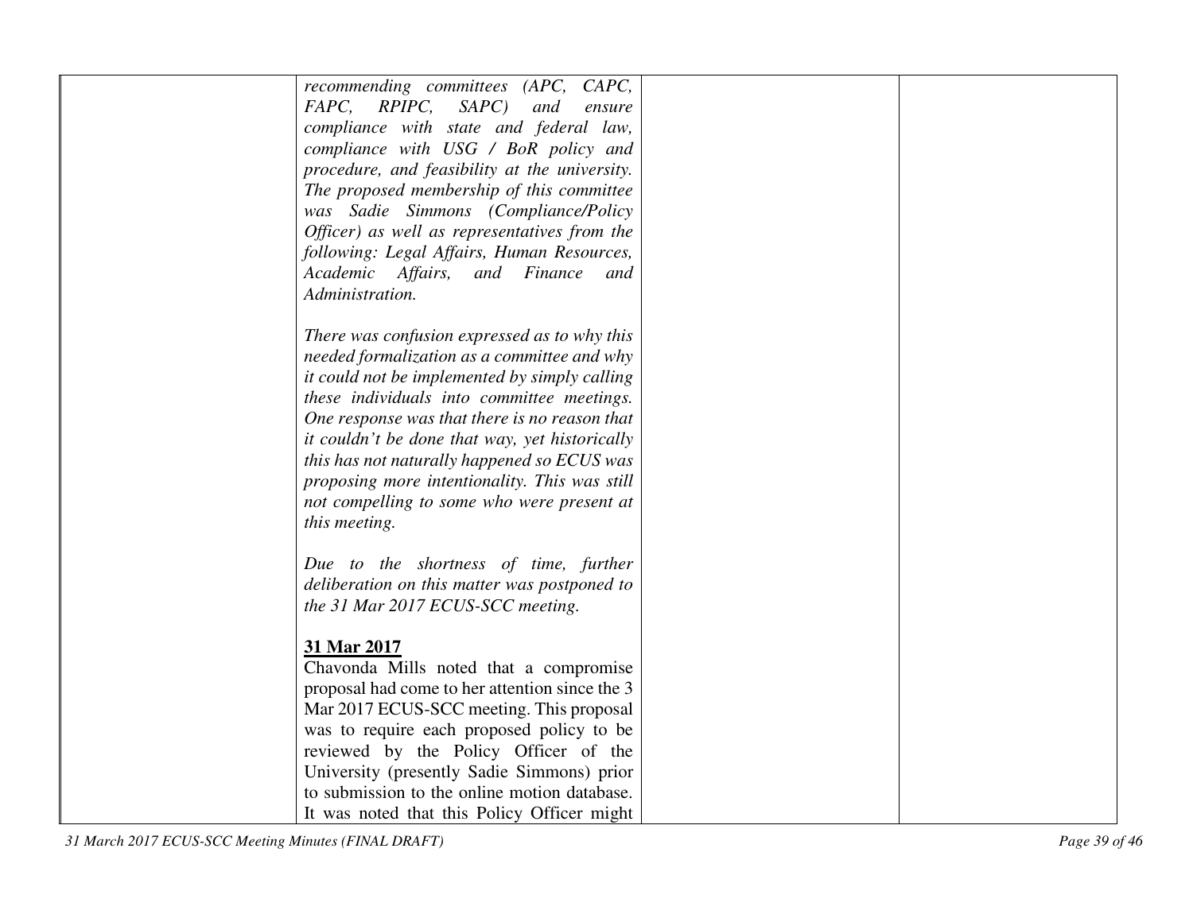| | | | |
|---|---|---|---|
| | *recommending committees (APC, CAPC, FAPC, RPIPC, SAPC) and ensure compliance with state and federal law, compliance with USG / BoR policy and procedure, and feasibility at the university. The proposed membership of this committee was Sadie Simmons (Compliance/Policy Officer) as well as representatives from the following: Legal Affairs, Human Resources, Academic Affairs, and Finance and Administration.*<br><br>*There was confusion expressed as to why this needed formalization as a committee and why it could not be implemented by simply calling these individuals into committee meetings. One response was that there is no reason that it couldn't be done that way, yet historically this has not naturally happened so ECUS was proposing more intentionality. This was still not compelling to some who were present at this meeting.*<br><br>*Due to the shortness of time, further deliberation on this matter was postponed to the 31 Mar 2017 ECUS-SCC meeting.*<br><br>**<u>31 Mar 2017</u>**<br>Chavonda Mills noted that a compromise proposal had come to her attention since the 3 Mar 2017 ECUS-SCC meeting. This proposal was to require each proposed policy to be reviewed by the Policy Officer of the University (presently Sadie Simmons) prior to submission to the online motion database. It was noted that this Policy Officer might | | |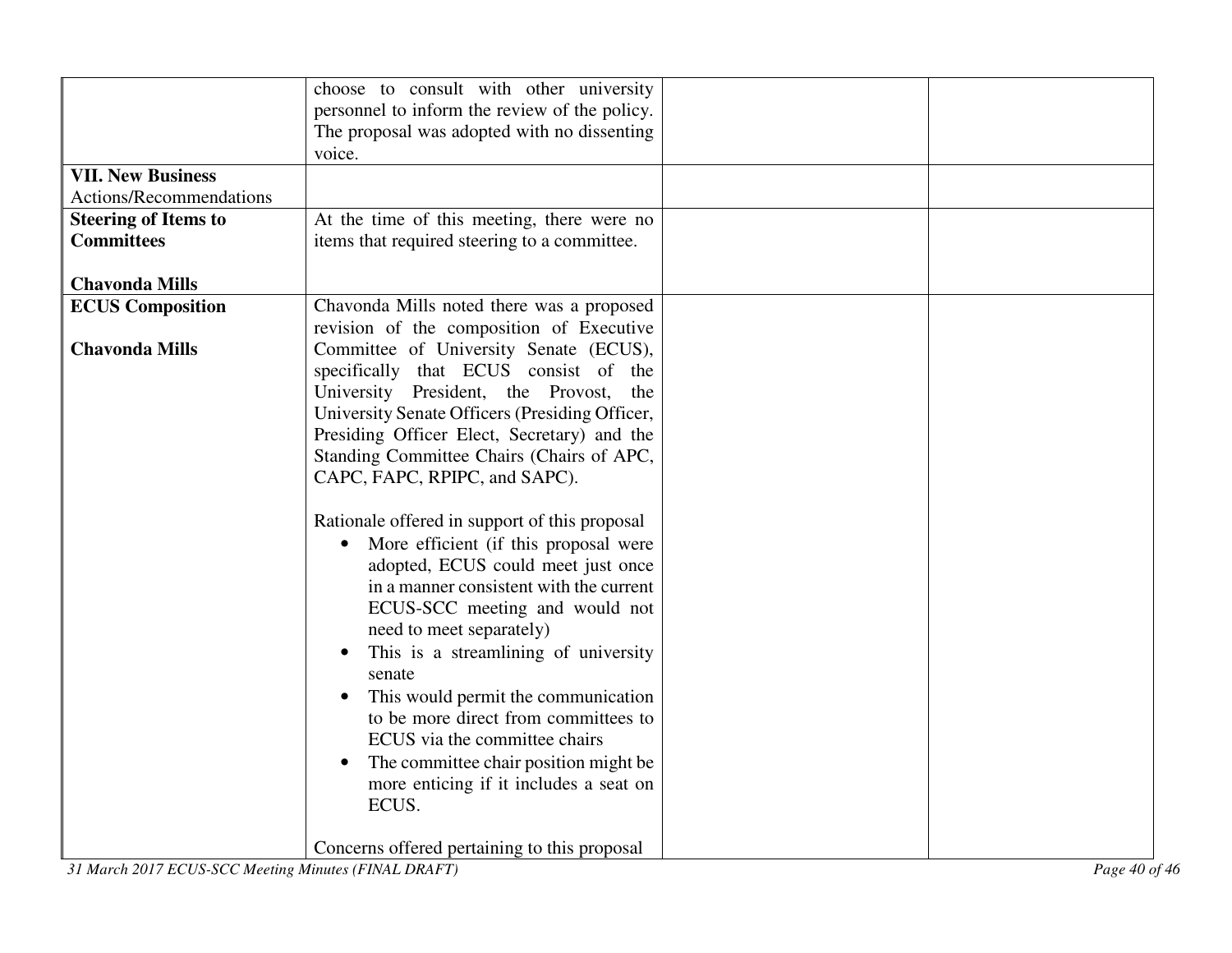| | | | |
|---|---|---|---|
| | choose to consult with other university personnel to inform the review of the policy. The proposal was adopted with no dissenting voice. | | |
| **VII. New Business** Actions/Recommendations | | | |
| **Steering of Items to Committees**<br><br>**Chavonda Mills** | At the time of this meeting, there were no items that required steering to a committee. | | |
| **ECUS Composition**<br><br>**Chavonda Mills** | Chavonda Mills noted there was a proposed revision of the composition of Executive Committee of University Senate (ECUS), specifically that ECUS consist of the University President, the Provost, the University Senate Officers (Presiding Officer, Presiding Officer Elect, Secretary) and the Standing Committee Chairs (Chairs of APC, CAPC, FAPC, RPIPC, and SAPC).<br><br>Rationale offered in support of this proposal<br>• More efficient (if this proposal were adopted, ECUS could meet just once in a manner consistent with the current ECUS-SCC meeting and would not need to meet separately)<br>• This is a streamlining of university senate<br>• This would permit the communication to be more direct from committees to ECUS via the committee chairs<br>• The committee chair position might be more enticing if it includes a seat on ECUS.<br><br>Concerns offered pertaining to this proposal | | |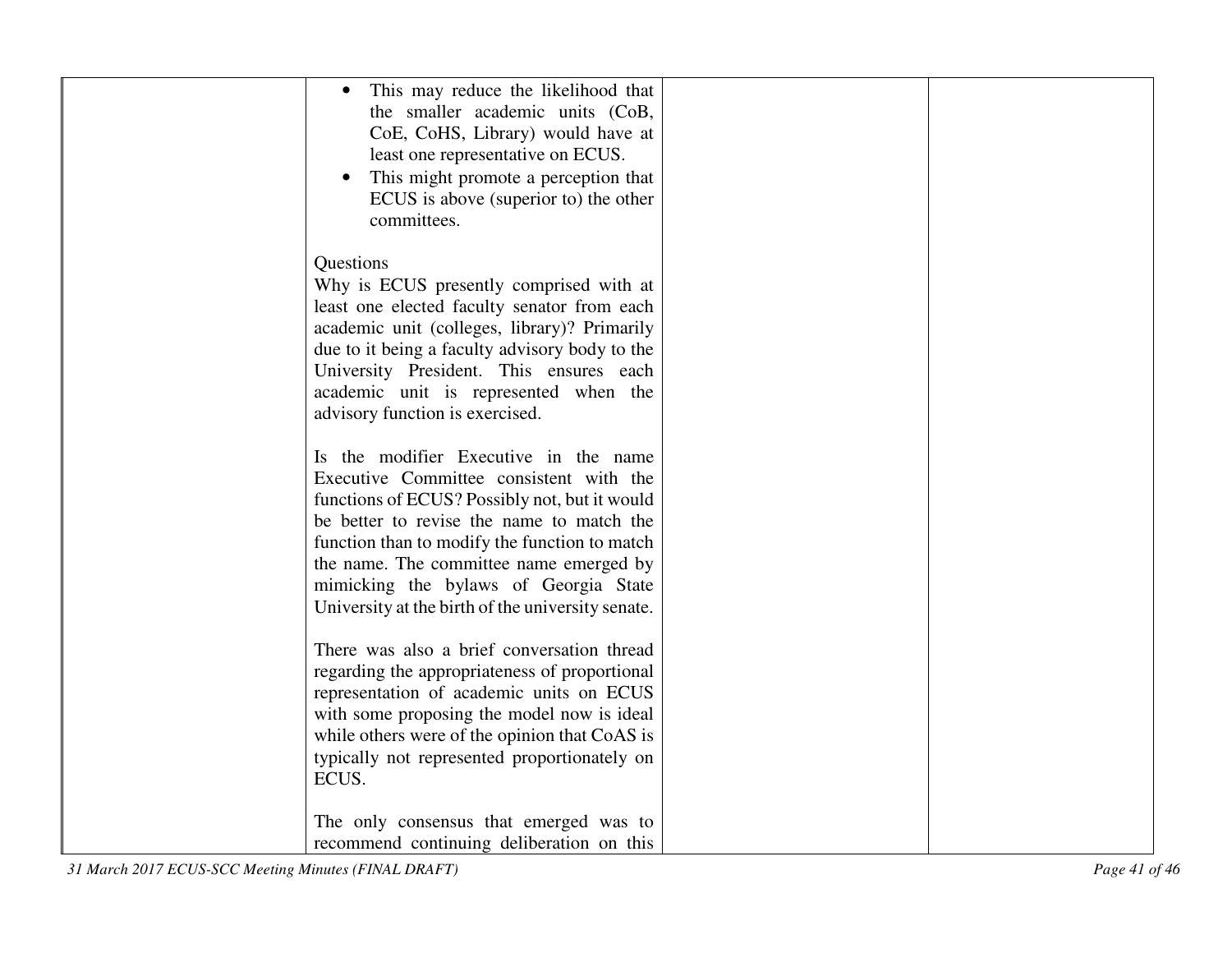| | | | |
|---|---|---|---|
| | • This may reduce the likelihood that the smaller academic units (CoB, CoE, CoHS, Library) would have at least one representative on ECUS.<br>• This might promote a perception that ECUS is above (superior to) the other committees.<br><br>Questions<br>Why is ECUS presently comprised with at least one elected faculty senator from each academic unit (colleges, library)? Primarily due to it being a faculty advisory body to the University President. This ensures each academic unit is represented when the advisory function is exercised.<br><br>Is the modifier Executive in the name Executive Committee consistent with the functions of ECUS? Possibly not, but it would be better to revise the name to match the function than to modify the function to match the name. The committee name emerged by mimicking the bylaws of Georgia State University at the birth of the university senate.<br><br>There was also a brief conversation thread regarding the appropriateness of proportional representation of academic units on ECUS with some proposing the model now is ideal while others were of the opinion that CoAS is typically not represented proportionately on ECUS.<br><br>The only consensus that emerged was to recommend continuing deliberation on this | | |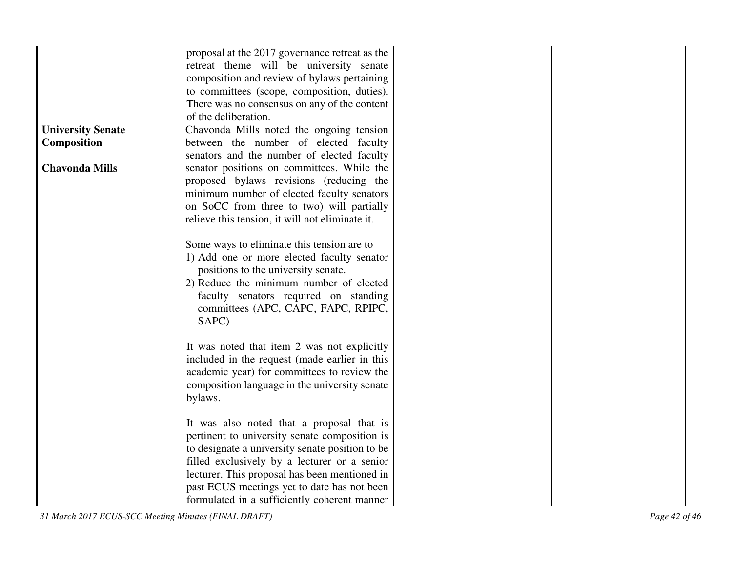| | | | |
|---|---|---|---|
| | proposal at the 2017 governance retreat as the retreat theme will be university senate composition and review of bylaws pertaining to committees (scope, composition, duties). There was no consensus on any of the content of the deliberation. | | |
| **University Senate Composition**<br><br>**Chavonda Mills** | Chavonda Mills noted the ongoing tension between the number of elected faculty senators and the number of elected faculty senator positions on committees. While the proposed bylaws revisions (reducing the minimum number of elected faculty senators on SoCC from three to two) will partially relieve this tension, it will not eliminate it.<br><br>Some ways to eliminate this tension are to<br>1) Add one or more elected faculty senator positions to the university senate.<br>2) Reduce the minimum number of elected faculty senators required on standing committees (APC, CAPC, FAPC, RPIPC, SAPC)<br><br>It was noted that item 2 was not explicitly included in the request (made earlier in this academic year) for committees to review the composition language in the university senate bylaws.<br><br>It was also noted that a proposal that is pertinent to university senate composition is to designate a university senate position to be filled exclusively by a lecturer or a senior lecturer. This proposal has been mentioned in past ECUS meetings yet to date has not been formulated in a sufficiently coherent manner | | |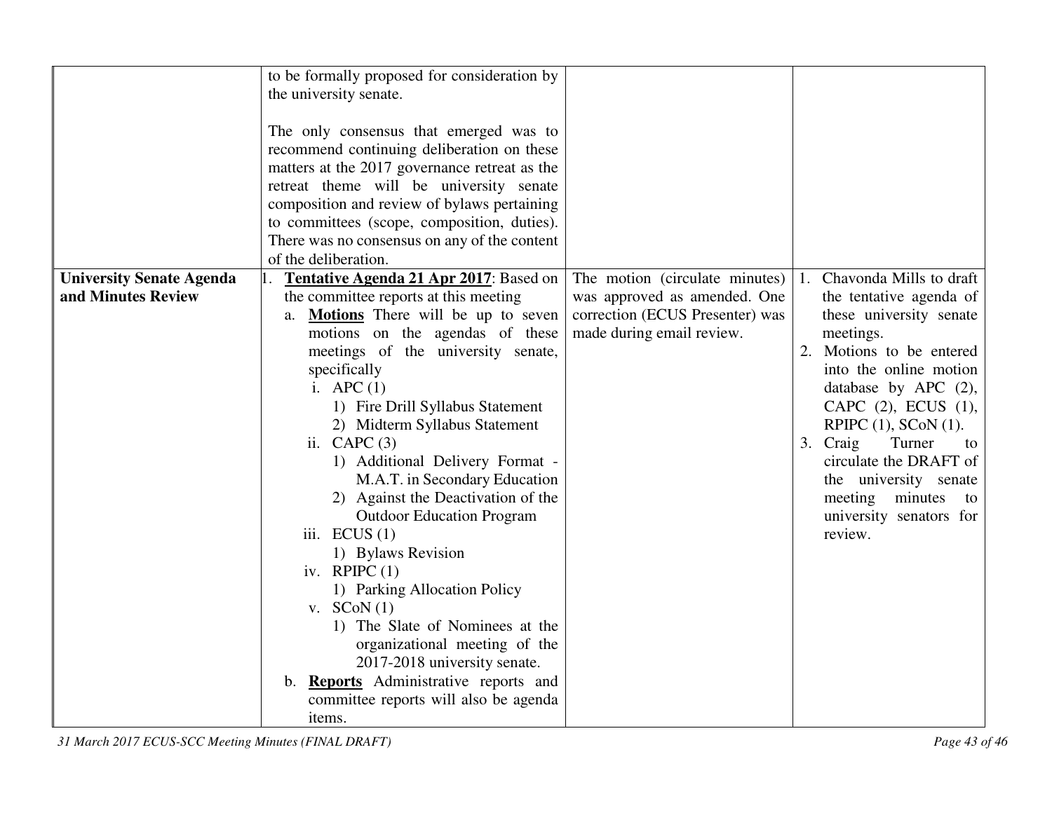| | | | |
|---|---|---|---|
| | to be formally proposed for consideration by the university senate.<br><br>The only consensus that emerged was to recommend continuing deliberation on these matters at the 2017 governance retreat as the retreat theme will be university senate composition and review of bylaws pertaining to committees (scope, composition, duties). There was no consensus on any of the content of the deliberation. | | |
| **University Senate Agenda and Minutes Review** | 1. **<u>Tentative Agenda 21 Apr 2017</u>**: Based on the committee reports at this meeting<br>a. **<u>Motions</u>** There will be up to seven motions on the agendas of these meetings of the university senate, specifically<br>i. APC (1)<br>1) Fire Drill Syllabus Statement<br>2) Midterm Syllabus Statement<br>ii. CAPC (3)<br>1) Additional Delivery Format - M.A.T. in Secondary Education<br>2) Against the Deactivation of the Outdoor Education Program<br>iii. ECUS (1)<br>1) Bylaws Revision<br>iv. RPIPC (1)<br>1) Parking Allocation Policy<br>v. SCoN (1)<br>1) The Slate of Nominees at the organizational meeting of the 2017-2018 university senate.<br>b. **<u>Reports</u>** Administrative reports and committee reports will also be agenda items. | The motion (circulate minutes) was approved as amended. One correction (ECUS Presenter) was made during email review. | 1. Chavonda Mills to draft the tentative agenda of these university senate meetings.<br>2. Motions to be entered into the online motion database by APC (2), CAPC (2), ECUS (1), RPIPC (1), SCoN (1).<br>3. Craig Turner to circulate the DRAFT of the university senate meeting minutes to university senators for review. |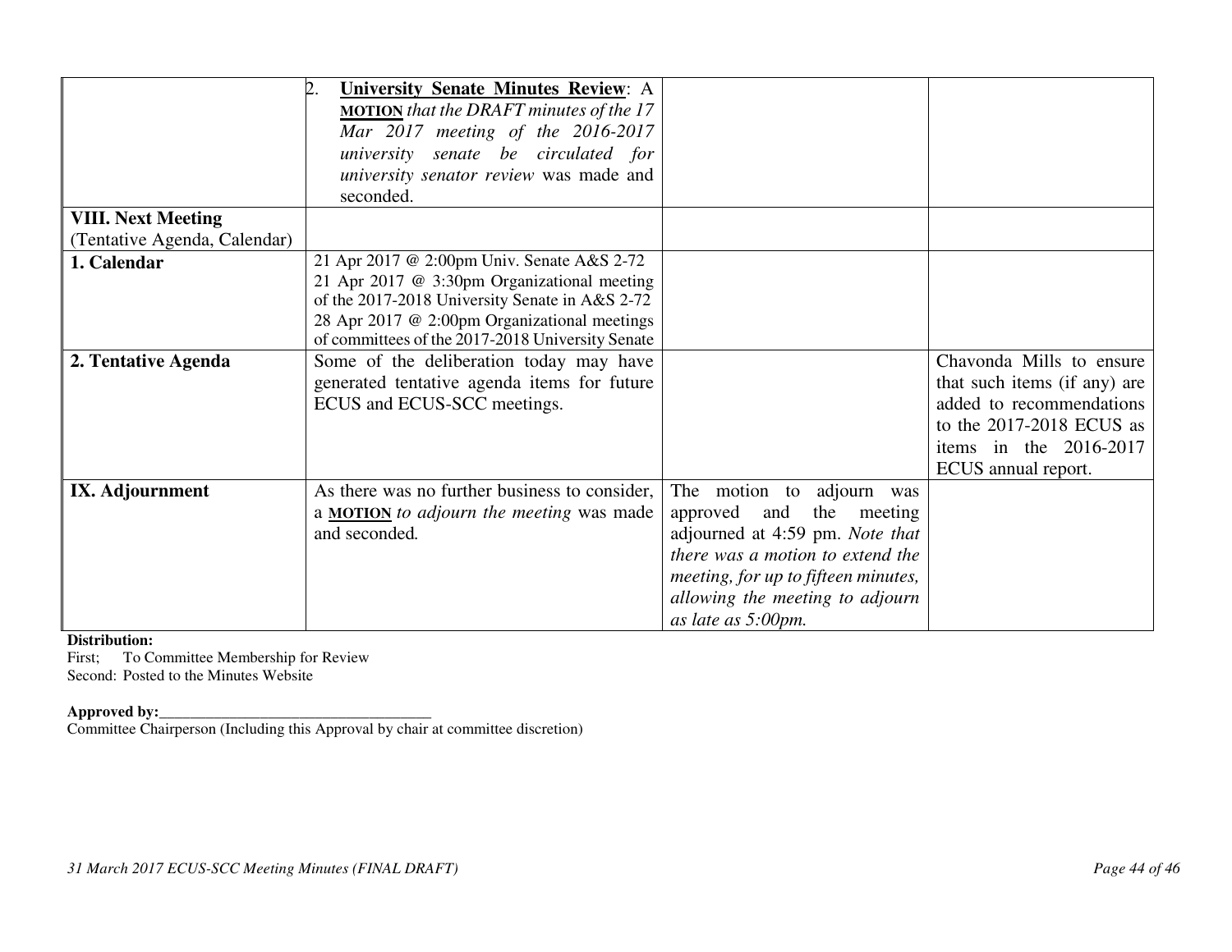| | | | |
|---|---|---|---|
| | 2. **University Senate Minutes Review**: A **MOTION** *that the DRAFT minutes of the 17 Mar 2017 meeting of the 2016-2017 university senate be circulated for university senator review* was made and seconded. | | |
| **VIII. Next Meeting** (Tentative Agenda, Calendar) | | | |
| **1. Calendar** | 21 Apr 2017 @ 2:00pm Univ. Senate A&S 2-72<br>21 Apr 2017 @ 3:30pm Organizational meeting of the 2017-2018 University Senate in A&S 2-72<br>28 Apr 2017 @ 2:00pm Organizational meetings of committees of the 2017-2018 University Senate | | |
| **2. Tentative Agenda** | Some of the deliberation today may have generated tentative agenda items for future ECUS and ECUS-SCC meetings. | | Chavonda Mills to ensure that such items (if any) are added to recommendations to the 2017-2018 ECUS as items in the 2016-2017 ECUS annual report. |
| **IX. Adjournment** | As there was no further business to consider, a **MOTION** *to adjourn the meeting* was made and seconded. | The motion to adjourn was approved and the meeting adjourned at 4:59 pm. *Note that there was a motion to extend the meeting, for up to fifteen minutes, allowing the meeting to adjourn as late as 5:00pm.* | |

**Distribution:**
First; To Committee Membership for Review
Second: Posted to the Minutes Website

**Approved by:**___________________________________
Committee Chairperson (Including this Approval by chair at committee discretion)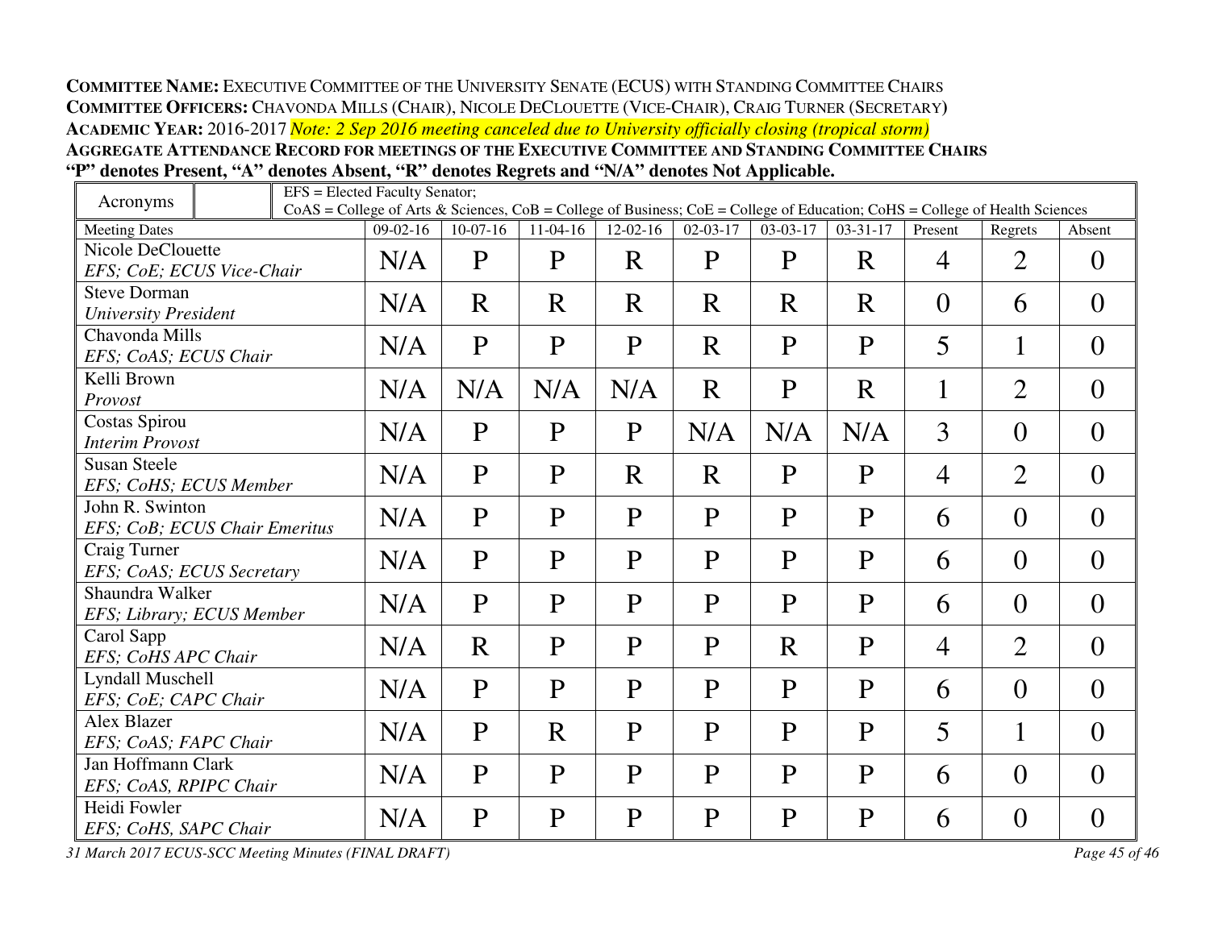**COMMITTEE NAME:** EXECUTIVE COMMITTEE OF THE UNIVERSITY SENATE (ECUS) WITH STANDING COMMITTEE CHAIRS
**COMMITTEE OFFICERS:** CHAVONDA MILLS (CHAIR), NICOLE DECLOUETTE (VICE-CHAIR), CRAIG TURNER (SECRETARY)
**ACADEMIC YEAR:** 2016-2017 *Note: 2 Sep 2016 meeting canceled due to University officially closing (tropical storm)*
**AGGREGATE ATTENDANCE RECORD FOR MEETINGS OF THE EXECUTIVE COMMITTEE AND STANDING COMMITTEE CHAIRS**
**"P" denotes Present, "A" denotes Absent, "R" denotes Regrets and "N/A" denotes Not Applicable.**

| Acronyms | EFS = Elected Faculty Senator; CoAS = College of Arts & Sciences, CoB = College of Business; CoE = College of Education; CoHS = College of Health Sciences | | | | | | | | | |
|---|---|---|---|---|---|---|---|---|---|---|
| Meeting Dates | 09-02-16 | 10-07-16 | 11-04-16 | 12-02-16 | 02-03-17 | 03-03-17 | 03-31-17 | Present | Regrets | Absent |
| Nicole DeClouette *EFS; CoE; ECUS Vice-Chair* | N/A | P | P | R | P | P | R | 4 | 2 | 0 |
| Steve Dorman *University President* | N/A | R | R | R | R | R | R | 0 | 6 | 0 |
| Chavonda Mills *EFS; CoAS; ECUS Chair* | N/A | P | P | P | R | P | P | 5 | 1 | 0 |
| Kelli Brown *Provost* | N/A | N/A | N/A | N/A | R | P | R | 1 | 2 | 0 |
| Costas Spirou *Interim Provost* | N/A | P | P | P | N/A | N/A | N/A | 3 | 0 | 0 |
| Susan Steele *EFS; CoHS; ECUS Member* | N/A | P | P | R | R | P | P | 4 | 2 | 0 |
| John R. Swinton *EFS; CoB; ECUS Chair Emeritus* | N/A | P | P | P | P | P | P | 6 | 0 | 0 |
| Craig Turner *EFS; CoAS; ECUS Secretary* | N/A | P | P | P | P | P | P | 6 | 0 | 0 |
| Shaundra Walker *EFS; Library; ECUS Member* | N/A | P | P | P | P | P | P | 6 | 0 | 0 |
| Carol Sapp *EFS; CoHS APC Chair* | N/A | R | P | P | P | R | P | 4 | 2 | 0 |
| Lyndall Muschell *EFS; CoE; CAPC Chair* | N/A | P | P | P | P | P | P | 6 | 0 | 0 |
| Alex Blazer *EFS; CoAS; FAPC Chair* | N/A | P | R | P | P | P | P | 5 | 1 | 0 |
| Jan Hoffmann Clark *EFS; CoAS, RPIPC Chair* | N/A | P | P | P | P | P | P | 6 | 0 | 0 |
| Heidi Fowler *EFS; CoHS, SAPC Chair* | N/A | P | P | P | P | P | P | 6 | 0 | 0 |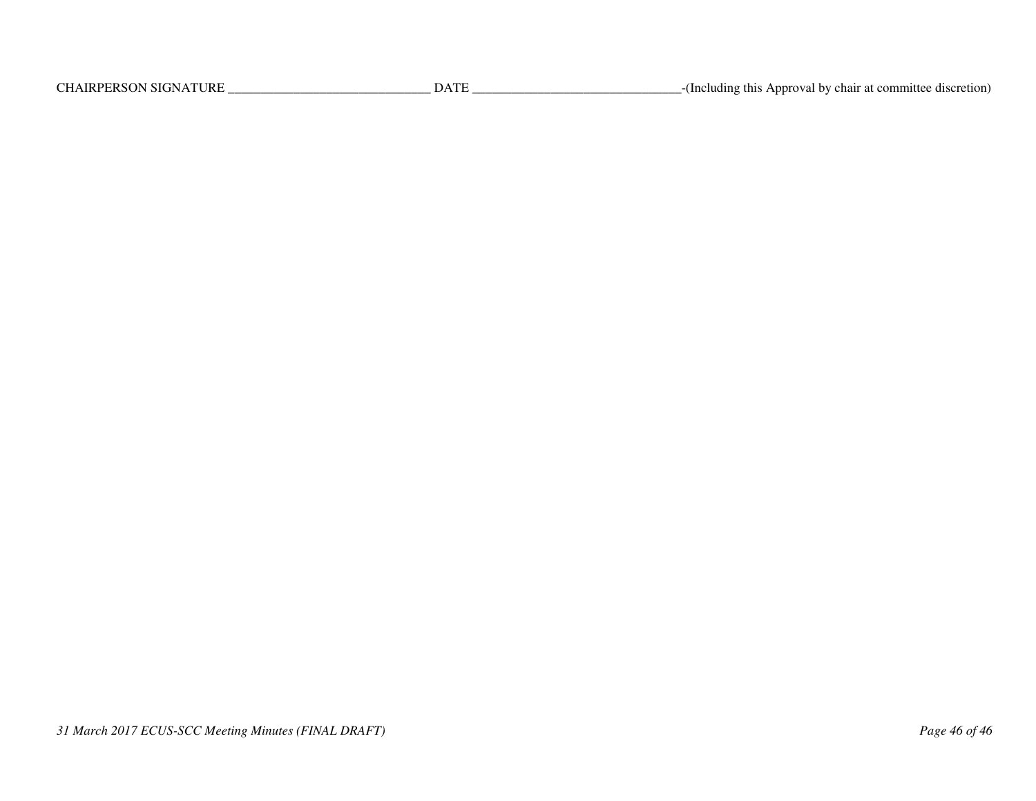CHAIRPERSON SIGNATURE _______________________________ DATE ________________________________-(Including this Approval by chair at committee discretion)